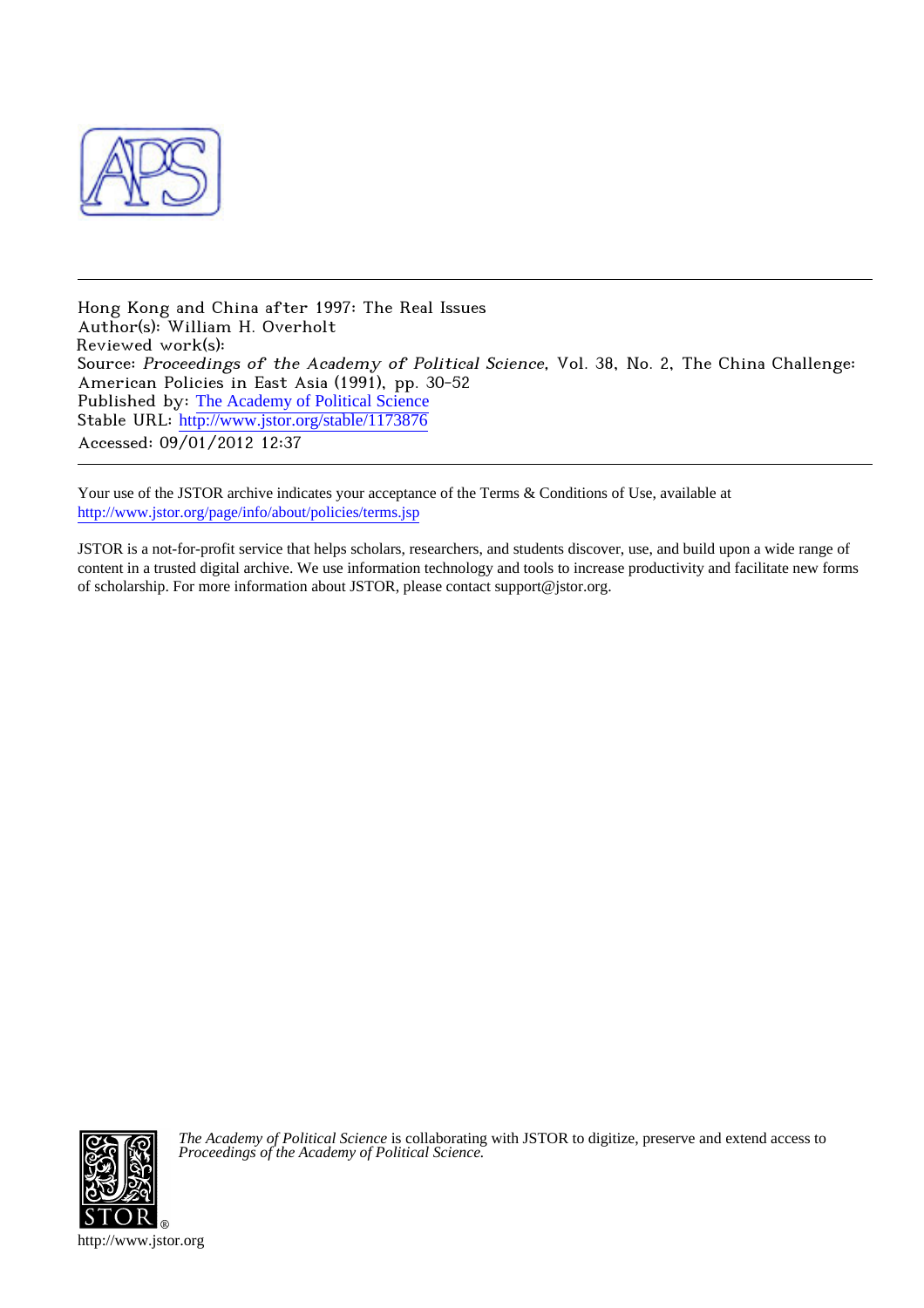Hong Kong and China after 1997: The Real Issues
Author(s): William H. Overholt
Reviewed work(s):
Source: *Proceedings of the Academy of Political Science*, Vol. 38, No. 2, The China Challenge: American Policies in East Asia (1991), pp. 30-52
Published by: The Academy of Political Science
Stable URL: http://www.jstor.org/stable/1173876
Accessed: 09/01/2012 12:37

---

Your use of the JSTOR archive indicates your acceptance of the Terms & Conditions of Use, available at http://www.jstor.org/page/info/about/policies/terms.jsp

JSTOR is a not-for-profit service that helps scholars, researchers, and students discover, use, and build upon a wide range of content in a trusted digital archive. We use information technology and tools to increase productivity and facilitate new forms of scholarship. For more information about JSTOR, please contact support@jstor.org.

*The Academy of Political Science* is collaborating with JSTOR to digitize, preserve and extend access to *Proceedings of the Academy of Political Science.*

http://www.jstor.org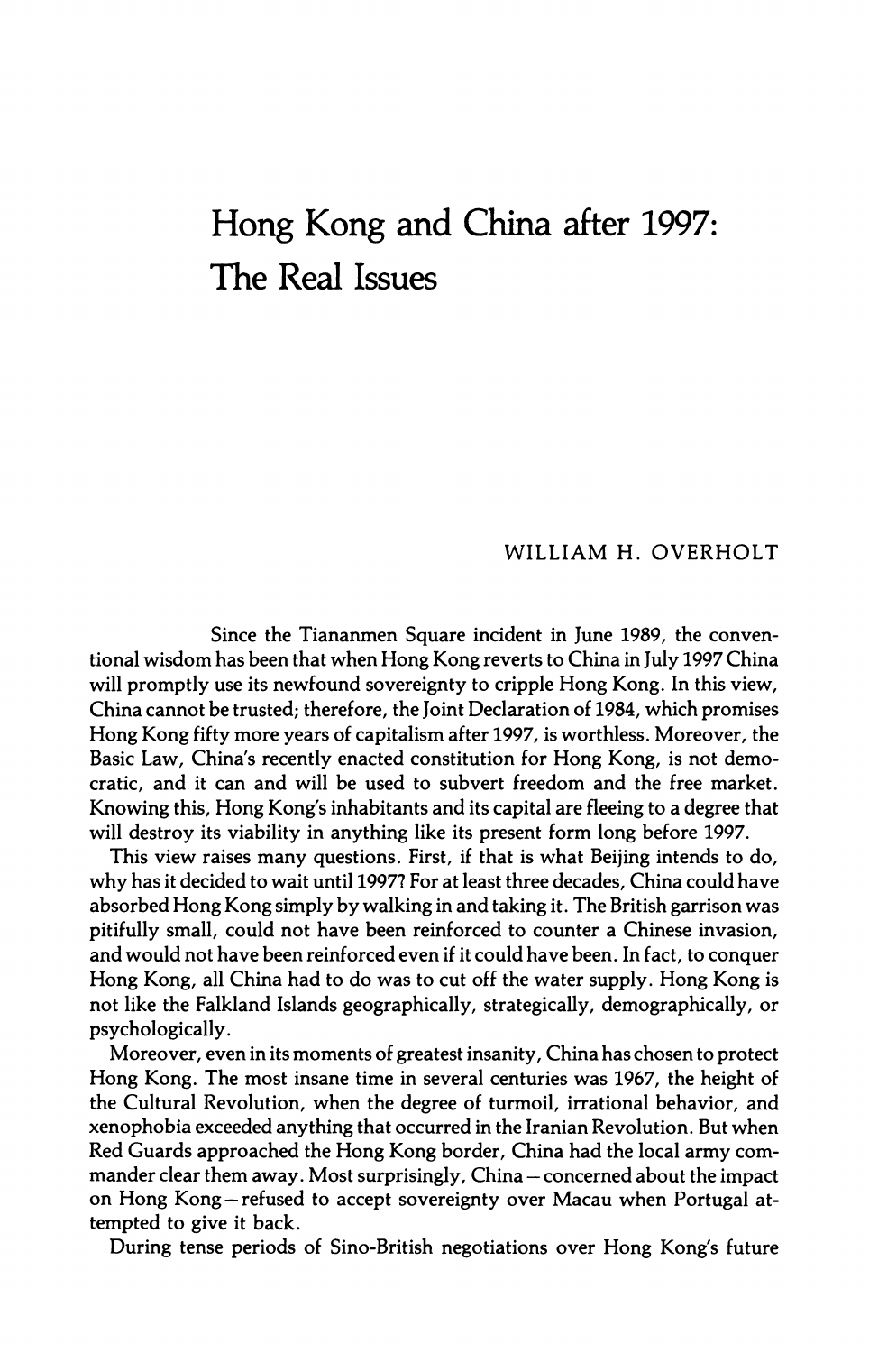# Hong Kong and China after 1997: The Real Issues

WILLIAM H. OVERHOLT

Since the Tiananmen Square incident in June 1989, the conventional wisdom has been that when Hong Kong reverts to China in July 1997 China will promptly use its newfound sovereignty to cripple Hong Kong. In this view, China cannot be trusted; therefore, the Joint Declaration of 1984, which promises Hong Kong fifty more years of capitalism after 1997, is worthless. Moreover, the Basic Law, China's recently enacted constitution for Hong Kong, is not democratic, and it can and will be used to subvert freedom and the free market. Knowing this, Hong Kong's inhabitants and its capital are fleeing to a degree that will destroy its viability in anything like its present form long before 1997.

This view raises many questions. First, if that is what Beijing intends to do, why has it decided to wait until 1997? For at least three decades, China could have absorbed Hong Kong simply by walking in and taking it. The British garrison was pitifully small, could not have been reinforced to counter a Chinese invasion, and would not have been reinforced even if it could have been. In fact, to conquer Hong Kong, all China had to do was to cut off the water supply. Hong Kong is not like the Falkland Islands geographically, strategically, demographically, or psychologically.

Moreover, even in its moments of greatest insanity, China has chosen to protect Hong Kong. The most insane time in several centuries was 1967, the height of the Cultural Revolution, when the degree of turmoil, irrational behavior, and xenophobia exceeded anything that occurred in the Iranian Revolution. But when Red Guards approached the Hong Kong border, China had the local army commander clear them away. Most surprisingly, China – concerned about the impact on Hong Kong – refused to accept sovereignty over Macau when Portugal attempted to give it back.

During tense periods of Sino-British negotiations over Hong Kong's future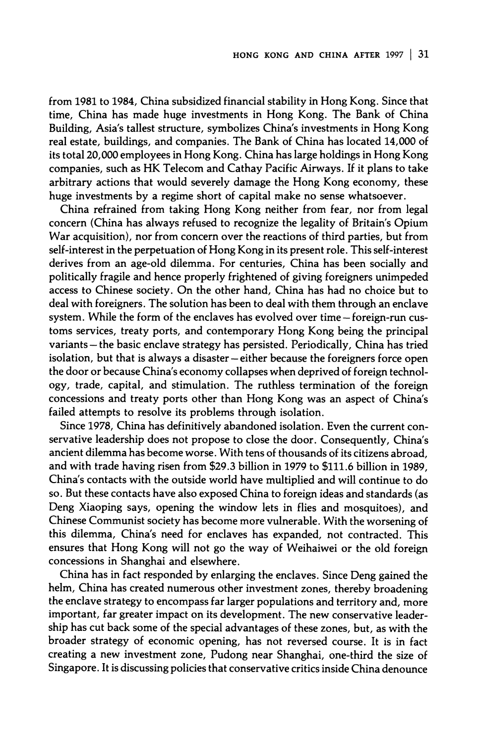from 1981 to 1984, China subsidized financial stability in Hong Kong. Since that time, China has made huge investments in Hong Kong. The Bank of China Building, Asia's tallest structure, symbolizes China's investments in Hong Kong real estate, buildings, and companies. The Bank of China has located 14,000 of its total 20,000 employees in Hong Kong. China has large holdings in Hong Kong companies, such as HK Telecom and Cathay Pacific Airways. If it plans to take arbitrary actions that would severely damage the Hong Kong economy, these huge investments by a regime short of capital make no sense whatsoever.

China refrained from taking Hong Kong neither from fear, nor from legal concern (China has always refused to recognize the legality of Britain's Opium War acquisition), nor from concern over the reactions of third parties, but from self-interest in the perpetuation of Hong Kong in its present role. This self-interest derives from an age-old dilemma. For centuries, China has been socially and politically fragile and hence properly frightened of giving foreigners unimpeded access to Chinese society. On the other hand, China has had no choice but to deal with foreigners. The solution has been to deal with them through an enclave system. While the form of the enclaves has evolved over time – foreign-run customs services, treaty ports, and contemporary Hong Kong being the principal variants – the basic enclave strategy has persisted. Periodically, China has tried isolation, but that is always a disaster – either because the foreigners force open the door or because China's economy collapses when deprived of foreign technology, trade, capital, and stimulation. The ruthless termination of the foreign concessions and treaty ports other than Hong Kong was an aspect of China's failed attempts to resolve its problems through isolation.

Since 1978, China has definitively abandoned isolation. Even the current conservative leadership does not propose to close the door. Consequently, China's ancient dilemma has become worse. With tens of thousands of its citizens abroad, and with trade having risen from $29.3 billion in 1979 to $111.6 billion in 1989, China's contacts with the outside world have multiplied and will continue to do so. But these contacts have also exposed China to foreign ideas and standards (as Deng Xiaoping says, opening the window lets in flies and mosquitoes), and Chinese Communist society has become more vulnerable. With the worsening of this dilemma, China's need for enclaves has expanded, not contracted. This ensures that Hong Kong will not go the way of Weihaiwei or the old foreign concessions in Shanghai and elsewhere.

China has in fact responded by enlarging the enclaves. Since Deng gained the helm, China has created numerous other investment zones, thereby broadening the enclave strategy to encompass far larger populations and territory and, more important, far greater impact on its development. The new conservative leadership has cut back some of the special advantages of these zones, but, as with the broader strategy of economic opening, has not reversed course. It is in fact creating a new investment zone, Pudong near Shanghai, one-third the size of Singapore. It is discussing policies that conservative critics inside China denounce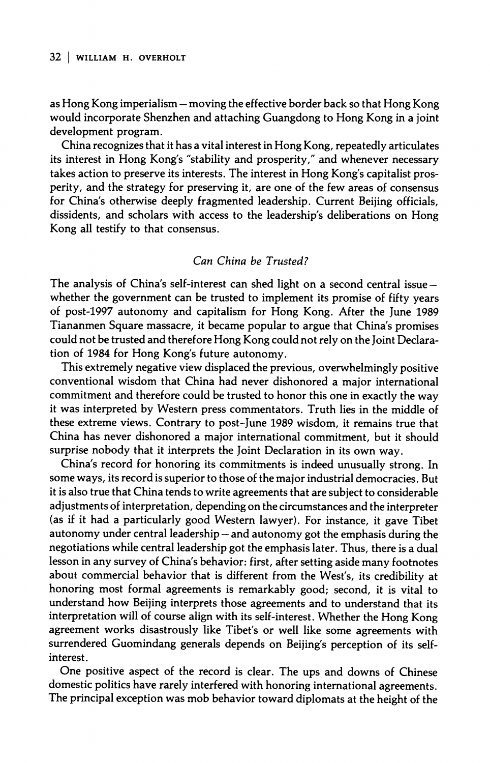as Hong Kong imperialism – moving the effective border back so that Hong Kong would incorporate Shenzhen and attaching Guangdong to Hong Kong in a joint development program.

China recognizes that it has a vital interest in Hong Kong, repeatedly articulates its interest in Hong Kong's "stability and prosperity," and whenever necessary takes action to preserve its interests. The interest in Hong Kong's capitalist prosperity, and the strategy for preserving it, are one of the few areas of consensus for China's otherwise deeply fragmented leadership. Current Beijing officials, dissidents, and scholars with access to the leadership's deliberations on Hong Kong all testify to that consensus.

### *Can China be Trusted?*

The analysis of China's self-interest can shed light on a second central issue – whether the government can be trusted to implement its promise of fifty years of post-1997 autonomy and capitalism for Hong Kong. After the June 1989 Tiananmen Square massacre, it became popular to argue that China's promises could not be trusted and therefore Hong Kong could not rely on the Joint Declaration of 1984 for Hong Kong's future autonomy.

This extremely negative view displaced the previous, overwhelmingly positive conventional wisdom that China had never dishonored a major international commitment and therefore could be trusted to honor this one in exactly the way it was interpreted by Western press commentators. Truth lies in the middle of these extreme views. Contrary to post-June 1989 wisdom, it remains true that China has never dishonored a major international commitment, but it should surprise nobody that it interprets the Joint Declaration in its own way.

China's record for honoring its commitments is indeed unusually strong. In some ways, its record is superior to those of the major industrial democracies. But it is also true that China tends to write agreements that are subject to considerable adjustments of interpretation, depending on the circumstances and the interpreter (as if it had a particularly good Western lawyer). For instance, it gave Tibet autonomy under central leadership – and autonomy got the emphasis during the negotiations while central leadership got the emphasis later. Thus, there is a dual lesson in any survey of China's behavior: first, after setting aside many footnotes about commercial behavior that is different from the West's, its credibility at honoring most formal agreements is remarkably good; second, it is vital to understand how Beijing interprets those agreements and to understand that its interpretation will of course align with its self-interest. Whether the Hong Kong agreement works disastrously like Tibet's or well like some agreements with surrendered Guomindang generals depends on Beijing's perception of its self-interest.

One positive aspect of the record is clear. The ups and downs of Chinese domestic politics have rarely interfered with honoring international agreements. The principal exception was mob behavior toward diplomats at the height of the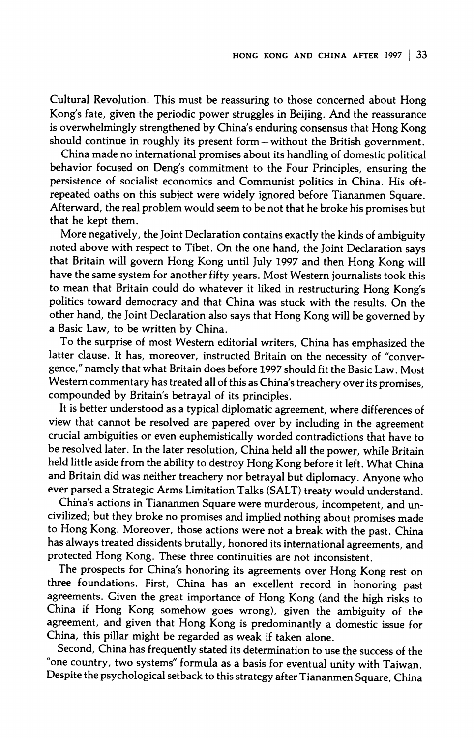Cultural Revolution. This must be reassuring to those concerned about Hong Kong's fate, given the periodic power struggles in Beijing. And the reassurance is overwhelmingly strengthened by China's enduring consensus that Hong Kong should continue in roughly its present form—without the British government.

China made no international promises about its handling of domestic political behavior focused on Deng's commitment to the Four Principles, ensuring the persistence of socialist economics and Communist politics in China. His oft-repeated oaths on this subject were widely ignored before Tiananmen Square. Afterward, the real problem would seem to be not that he broke his promises but that he kept them.

More negatively, the Joint Declaration contains exactly the kinds of ambiguity noted above with respect to Tibet. On the one hand, the Joint Declaration says that Britain will govern Hong Kong until July 1997 and then Hong Kong will have the same system for another fifty years. Most Western journalists took this to mean that Britain could do whatever it liked in restructuring Hong Kong's politics toward democracy and that China was stuck with the results. On the other hand, the Joint Declaration also says that Hong Kong will be governed by a Basic Law, to be written by China.

To the surprise of most Western editorial writers, China has emphasized the latter clause. It has, moreover, instructed Britain on the necessity of "convergence," namely that what Britain does before 1997 should fit the Basic Law. Most Western commentary has treated all of this as China's treachery over its promises, compounded by Britain's betrayal of its principles.

It is better understood as a typical diplomatic agreement, where differences of view that cannot be resolved are papered over by including in the agreement crucial ambiguities or even euphemistically worded contradictions that have to be resolved later. In the later resolution, China held all the power, while Britain held little aside from the ability to destroy Hong Kong before it left. What China and Britain did was neither treachery nor betrayal but diplomacy. Anyone who ever parsed a Strategic Arms Limitation Talks (SALT) treaty would understand.

China's actions in Tiananmen Square were murderous, incompetent, and uncivilized; but they broke no promises and implied nothing about promises made to Hong Kong. Moreover, those actions were not a break with the past. China has always treated dissidents brutally, honored its international agreements, and protected Hong Kong. These three continuities are not inconsistent.

The prospects for China's honoring its agreements over Hong Kong rest on three foundations. First, China has an excellent record in honoring past agreements. Given the great importance of Hong Kong (and the high risks to China if Hong Kong somehow goes wrong), given the ambiguity of the agreement, and given that Hong Kong is predominantly a domestic issue for China, this pillar might be regarded as weak if taken alone.

Second, China has frequently stated its determination to use the success of the "one country, two systems" formula as a basis for eventual unity with Taiwan. Despite the psychological setback to this strategy after Tiananmen Square, China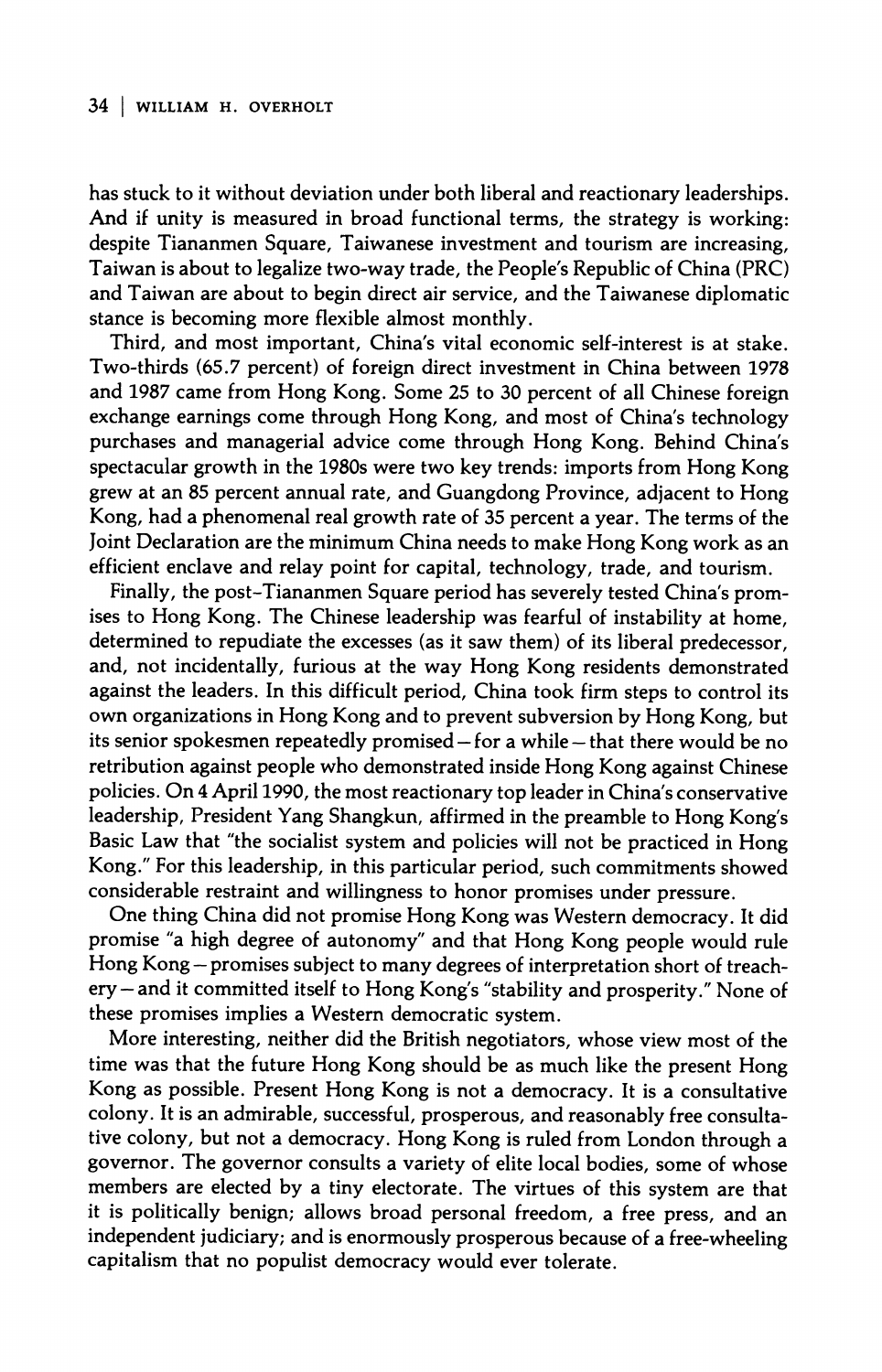has stuck to it without deviation under both liberal and reactionary leaderships. And if unity is measured in broad functional terms, the strategy is working: despite Tiananmen Square, Taiwanese investment and tourism are increasing, Taiwan is about to legalize two-way trade, the People's Republic of China (PRC) and Taiwan are about to begin direct air service, and the Taiwanese diplomatic stance is becoming more flexible almost monthly.

Third, and most important, China's vital economic self-interest is at stake. Two-thirds (65.7 percent) of foreign direct investment in China between 1978 and 1987 came from Hong Kong. Some 25 to 30 percent of all Chinese foreign exchange earnings come through Hong Kong, and most of China's technology purchases and managerial advice come through Hong Kong. Behind China's spectacular growth in the 1980s were two key trends: imports from Hong Kong grew at an 85 percent annual rate, and Guangdong Province, adjacent to Hong Kong, had a phenomenal real growth rate of 35 percent a year. The terms of the Joint Declaration are the minimum China needs to make Hong Kong work as an efficient enclave and relay point for capital, technology, trade, and tourism.

Finally, the post–Tiananmen Square period has severely tested China's promises to Hong Kong. The Chinese leadership was fearful of instability at home, determined to repudiate the excesses (as it saw them) of its liberal predecessor, and, not incidentally, furious at the way Hong Kong residents demonstrated against the leaders. In this difficult period, China took firm steps to control its own organizations in Hong Kong and to prevent subversion by Hong Kong, but its senior spokesmen repeatedly promised—for a while—that there would be no retribution against people who demonstrated inside Hong Kong against Chinese policies. On 4 April 1990, the most reactionary top leader in China's conservative leadership, President Yang Shangkun, affirmed in the preamble to Hong Kong's Basic Law that "the socialist system and policies will not be practiced in Hong Kong." For this leadership, in this particular period, such commitments showed considerable restraint and willingness to honor promises under pressure.

One thing China did not promise Hong Kong was Western democracy. It did promise "a high degree of autonomy" and that Hong Kong people would rule Hong Kong—promises subject to many degrees of interpretation short of treachery—and it committed itself to Hong Kong's "stability and prosperity." None of these promises implies a Western democratic system.

More interesting, neither did the British negotiators, whose view most of the time was that the future Hong Kong should be as much like the present Hong Kong as possible. Present Hong Kong is not a democracy. It is a consultative colony. It is an admirable, successful, prosperous, and reasonably free consultative colony, but not a democracy. Hong Kong is ruled from London through a governor. The governor consults a variety of elite local bodies, some of whose members are elected by a tiny electorate. The virtues of this system are that it is politically benign; allows broad personal freedom, a free press, and an independent judiciary; and is enormously prosperous because of a free-wheeling capitalism that no populist democracy would ever tolerate.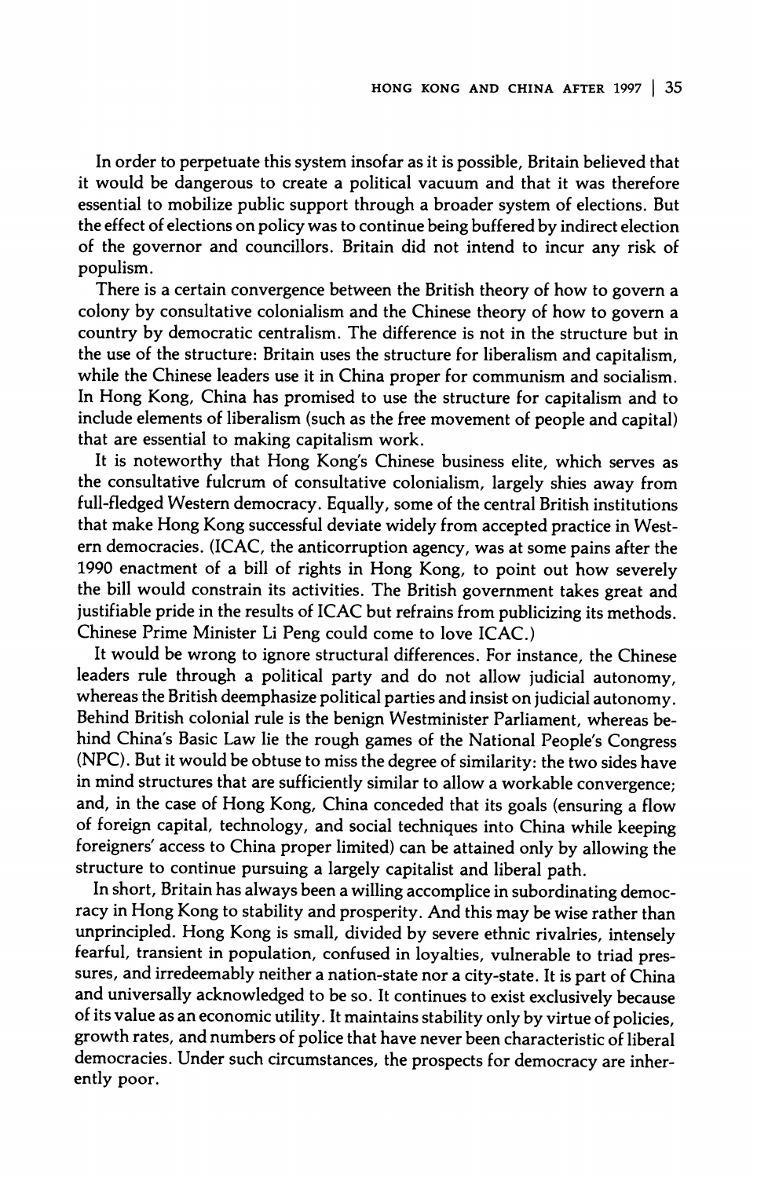In order to perpetuate this system insofar as it is possible, Britain believed that it would be dangerous to create a political vacuum and that it was therefore essential to mobilize public support through a broader system of elections. But the effect of elections on policy was to continue being buffered by indirect election of the governor and councillors. Britain did not intend to incur any risk of populism.

There is a certain convergence between the British theory of how to govern a colony by consultative colonialism and the Chinese theory of how to govern a country by democratic centralism. The difference is not in the structure but in the use of the structure: Britain uses the structure for liberalism and capitalism, while the Chinese leaders use it in China proper for communism and socialism. In Hong Kong, China has promised to use the structure for capitalism and to include elements of liberalism (such as the free movement of people and capital) that are essential to making capitalism work.

It is noteworthy that Hong Kong's Chinese business elite, which serves as the consultative fulcrum of consultative colonialism, largely shies away from full-fledged Western democracy. Equally, some of the central British institutions that make Hong Kong successful deviate widely from accepted practice in Western democracies. (ICAC, the anticorruption agency, was at some pains after the 1990 enactment of a bill of rights in Hong Kong, to point out how severely the bill would constrain its activities. The British government takes great and justifiable pride in the results of ICAC but refrains from publicizing its methods. Chinese Prime Minister Li Peng could come to love ICAC.)

It would be wrong to ignore structural differences. For instance, the Chinese leaders rule through a political party and do not allow judicial autonomy, whereas the British deemphasize political parties and insist on judicial autonomy. Behind British colonial rule is the benign Westminister Parliament, whereas behind China's Basic Law lie the rough games of the National People's Congress (NPC). But it would be obtuse to miss the degree of similarity: the two sides have in mind structures that are sufficiently similar to allow a workable convergence; and, in the case of Hong Kong, China conceded that its goals (ensuring a flow of foreign capital, technology, and social techniques into China while keeping foreigners' access to China proper limited) can be attained only by allowing the structure to continue pursuing a largely capitalist and liberal path.

In short, Britain has always been a willing accomplice in subordinating democracy in Hong Kong to stability and prosperity. And this may be wise rather than unprincipled. Hong Kong is small, divided by severe ethnic rivalries, intensely fearful, transient in population, confused in loyalties, vulnerable to triad pressures, and irredeemably neither a nation-state nor a city-state. It is part of China and universally acknowledged to be so. It continues to exist exclusively because of its value as an economic utility. It maintains stability only by virtue of policies, growth rates, and numbers of police that have never been characteristic of liberal democracies. Under such circumstances, the prospects for democracy are inherently poor.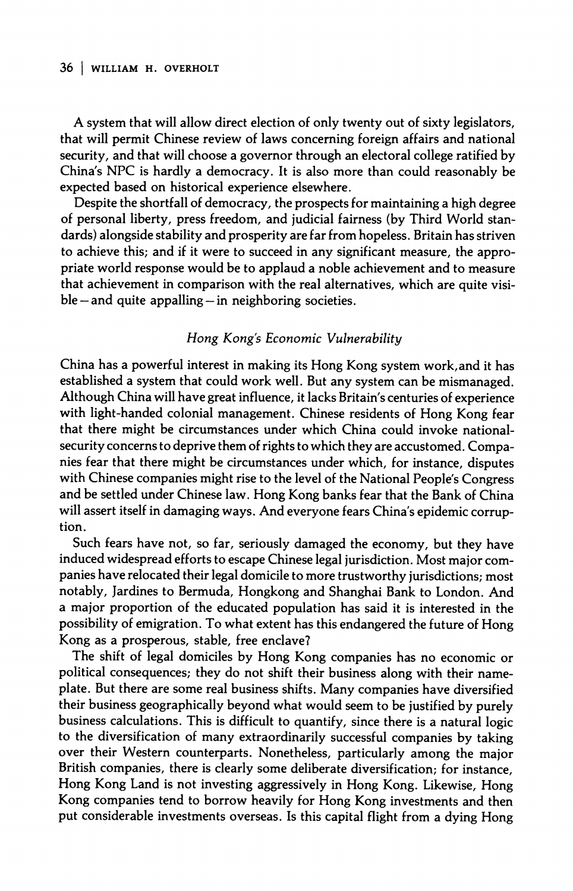A system that will allow direct election of only twenty out of sixty legislators, that will permit Chinese review of laws concerning foreign affairs and national security, and that will choose a governor through an electoral college ratified by China's NPC is hardly a democracy. It is also more than could reasonably be expected based on historical experience elsewhere.

Despite the shortfall of democracy, the prospects for maintaining a high degree of personal liberty, press freedom, and judicial fairness (by Third World standards) alongside stability and prosperity are far from hopeless. Britain has striven to achieve this; and if it were to succeed in any significant measure, the appropriate world response would be to applaud a noble achievement and to measure that achievement in comparison with the real alternatives, which are quite visible – and quite appalling – in neighboring societies.

### *Hong Kong's Economic Vulnerability*

China has a powerful interest in making its Hong Kong system work, and it has established a system that could work well. But any system can be mismanaged. Although China will have great influence, it lacks Britain's centuries of experience with light-handed colonial management. Chinese residents of Hong Kong fear that there might be circumstances under which China could invoke national-security concerns to deprive them of rights to which they are accustomed. Companies fear that there might be circumstances under which, for instance, disputes with Chinese companies might rise to the level of the National People's Congress and be settled under Chinese law. Hong Kong banks fear that the Bank of China will assert itself in damaging ways. And everyone fears China's epidemic corruption.

Such fears have not, so far, seriously damaged the economy, but they have induced widespread efforts to escape Chinese legal jurisdiction. Most major companies have relocated their legal domicile to more trustworthy jurisdictions; most notably, Jardines to Bermuda, Hongkong and Shanghai Bank to London. And a major proportion of the educated population has said it is interested in the possibility of emigration. To what extent has this endangered the future of Hong Kong as a prosperous, stable, free enclave?

The shift of legal domiciles by Hong Kong companies has no economic or political consequences; they do not shift their business along with their nameplate. But there are some real business shifts. Many companies have diversified their business geographically beyond what would seem to be justified by purely business calculations. This is difficult to quantify, since there is a natural logic to the diversification of many extraordinarily successful companies by taking over their Western counterparts. Nonetheless, particularly among the major British companies, there is clearly some deliberate diversification; for instance, Hong Kong Land is not investing aggressively in Hong Kong. Likewise, Hong Kong companies tend to borrow heavily for Hong Kong investments and then put considerable investments overseas. Is this capital flight from a dying Hong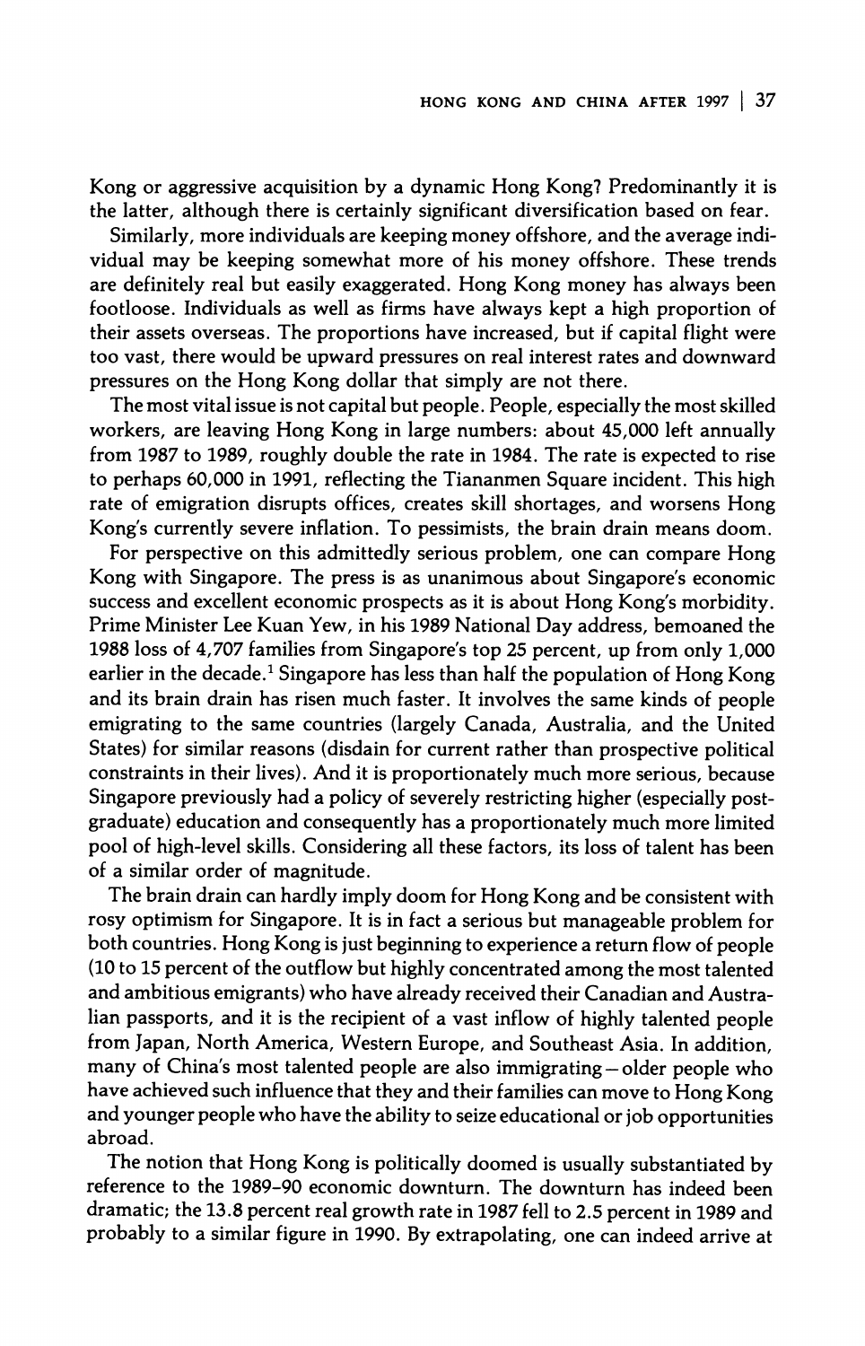Kong or aggressive acquisition by a dynamic Hong Kong? Predominantly it is the latter, although there is certainly significant diversification based on fear.

Similarly, more individuals are keeping money offshore, and the average individual may be keeping somewhat more of his money offshore. These trends are definitely real but easily exaggerated. Hong Kong money has always been footloose. Individuals as well as firms have always kept a high proportion of their assets overseas. The proportions have increased, but if capital flight were too vast, there would be upward pressures on real interest rates and downward pressures on the Hong Kong dollar that simply are not there.

The most vital issue is not capital but people. People, especially the most skilled workers, are leaving Hong Kong in large numbers: about 45,000 left annually from 1987 to 1989, roughly double the rate in 1984. The rate is expected to rise to perhaps 60,000 in 1991, reflecting the Tiananmen Square incident. This high rate of emigration disrupts offices, creates skill shortages, and worsens Hong Kong's currently severe inflation. To pessimists, the brain drain means doom.

For perspective on this admittedly serious problem, one can compare Hong Kong with Singapore. The press is as unanimous about Singapore's economic success and excellent economic prospects as it is about Hong Kong's morbidity. Prime Minister Lee Kuan Yew, in his 1989 National Day address, bemoaned the 1988 loss of 4,707 families from Singapore's top 25 percent, up from only 1,000 earlier in the decade.[1] Singapore has less than half the population of Hong Kong and its brain drain has risen much faster. It involves the same kinds of people emigrating to the same countries (largely Canada, Australia, and the United States) for similar reasons (disdain for current rather than prospective political constraints in their lives). And it is proportionately much more serious, because Singapore previously had a policy of severely restricting higher (especially post-graduate) education and consequently has a proportionately much more limited pool of high-level skills. Considering all these factors, its loss of talent has been of a similar order of magnitude.

The brain drain can hardly imply doom for Hong Kong and be consistent with rosy optimism for Singapore. It is in fact a serious but manageable problem for both countries. Hong Kong is just beginning to experience a return flow of people (10 to 15 percent of the outflow but highly concentrated among the most talented and ambitious emigrants) who have already received their Canadian and Australian passports, and it is the recipient of a vast inflow of highly talented people from Japan, North America, Western Europe, and Southeast Asia. In addition, many of China's most talented people are also immigrating—older people who have achieved such influence that they and their families can move to Hong Kong and younger people who have the ability to seize educational or job opportunities abroad.

The notion that Hong Kong is politically doomed is usually substantiated by reference to the 1989-90 economic downturn. The downturn has indeed been dramatic; the 13.8 percent real growth rate in 1987 fell to 2.5 percent in 1989 and probably to a similar figure in 1990. By extrapolating, one can indeed arrive at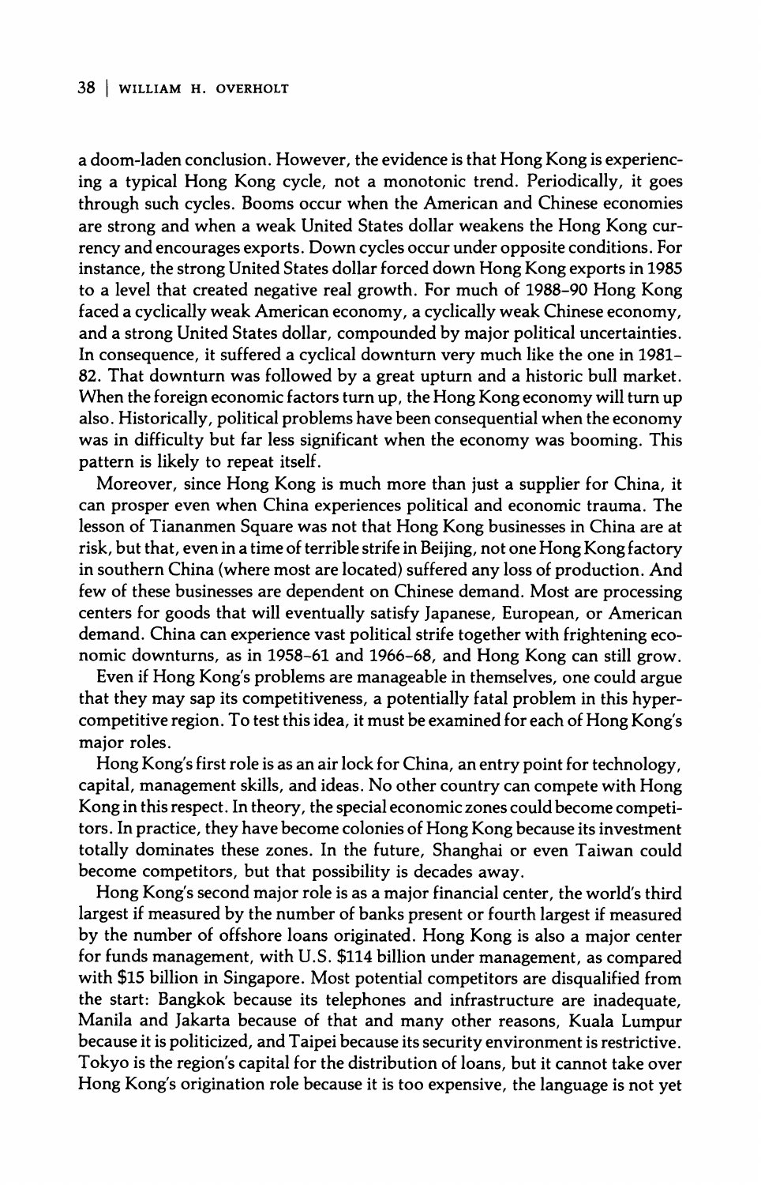a doom-laden conclusion. However, the evidence is that Hong Kong is experiencing a typical Hong Kong cycle, not a monotonic trend. Periodically, it goes through such cycles. Booms occur when the American and Chinese economies are strong and when a weak United States dollar weakens the Hong Kong currency and encourages exports. Down cycles occur under opposite conditions. For instance, the strong United States dollar forced down Hong Kong exports in 1985 to a level that created negative real growth. For much of 1988–90 Hong Kong faced a cyclically weak American economy, a cyclically weak Chinese economy, and a strong United States dollar, compounded by major political uncertainties. In consequence, it suffered a cyclical downturn very much like the one in 1981–82. That downturn was followed by a great upturn and a historic bull market. When the foreign economic factors turn up, the Hong Kong economy will turn up also. Historically, political problems have been consequential when the economy was in difficulty but far less significant when the economy was booming. This pattern is likely to repeat itself.

Moreover, since Hong Kong is much more than just a supplier for China, it can prosper even when China experiences political and economic trauma. The lesson of Tiananmen Square was not that Hong Kong businesses in China are at risk, but that, even in a time of terrible strife in Beijing, not one Hong Kong factory in southern China (where most are located) suffered any loss of production. And few of these businesses are dependent on Chinese demand. Most are processing centers for goods that will eventually satisfy Japanese, European, or American demand. China can experience vast political strife together with frightening economic downturns, as in 1958–61 and 1966–68, and Hong Kong can still grow.

Even if Hong Kong's problems are manageable in themselves, one could argue that they may sap its competitiveness, a potentially fatal problem in this hyper-competitive region. To test this idea, it must be examined for each of Hong Kong's major roles.

Hong Kong's first role is as an air lock for China, an entry point for technology, capital, management skills, and ideas. No other country can compete with Hong Kong in this respect. In theory, the special economic zones could become competitors. In practice, they have become colonies of Hong Kong because its investment totally dominates these zones. In the future, Shanghai or even Taiwan could become competitors, but that possibility is decades away.

Hong Kong's second major role is as a major financial center, the world's third largest if measured by the number of banks present or fourth largest if measured by the number of offshore loans originated. Hong Kong is also a major center for funds management, with U.S. $114 billion under management, as compared with $15 billion in Singapore. Most potential competitors are disqualified from the start: Bangkok because its telephones and infrastructure are inadequate, Manila and Jakarta because of that and many other reasons, Kuala Lumpur because it is politicized, and Taipei because its security environment is restrictive. Tokyo is the region's capital for the distribution of loans, but it cannot take over Hong Kong's origination role because it is too expensive, the language is not yet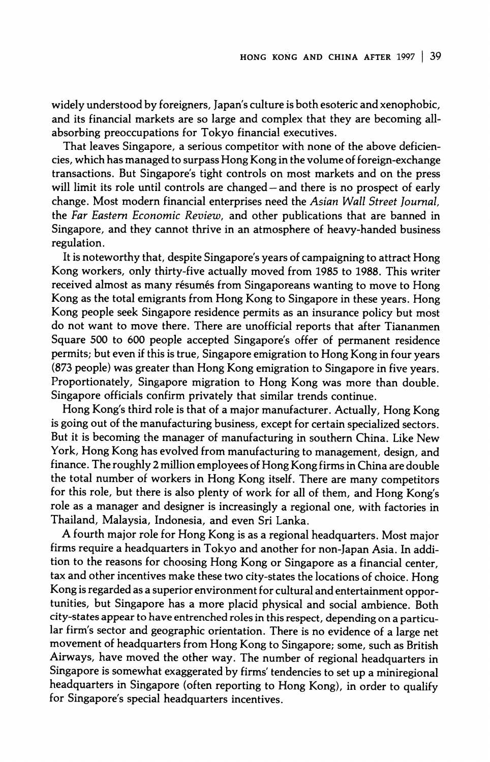widely understood by foreigners, Japan's culture is both esoteric and xenophobic, and its financial markets are so large and complex that they are becoming all-absorbing preoccupations for Tokyo financial executives.

That leaves Singapore, a serious competitor with none of the above deficiencies, which has managed to surpass Hong Kong in the volume of foreign-exchange transactions. But Singapore's tight controls on most markets and on the press will limit its role until controls are changed – and there is no prospect of early change. Most modern financial enterprises need the *Asian Wall Street Journal*, the *Far Eastern Economic Review*, and other publications that are banned in Singapore, and they cannot thrive in an atmosphere of heavy-handed business regulation.

It is noteworthy that, despite Singapore's years of campaigning to attract Hong Kong workers, only thirty-five actually moved from 1985 to 1988. This writer received almost as many résumés from Singaporeans wanting to move to Hong Kong as the total emigrants from Hong Kong to Singapore in these years. Hong Kong people seek Singapore residence permits as an insurance policy but most do not want to move there. There are unofficial reports that after Tiananmen Square 500 to 600 people accepted Singapore's offer of permanent residence permits; but even if this is true, Singapore emigration to Hong Kong in four years (873 people) was greater than Hong Kong emigration to Singapore in five years. Proportionately, Singapore migration to Hong Kong was more than double. Singapore officials confirm privately that similar trends continue.

Hong Kong's third role is that of a major manufacturer. Actually, Hong Kong is going out of the manufacturing business, except for certain specialized sectors. But it is becoming the manager of manufacturing in southern China. Like New York, Hong Kong has evolved from manufacturing to management, design, and finance. The roughly 2 million employees of Hong Kong firms in China are double the total number of workers in Hong Kong itself. There are many competitors for this role, but there is also plenty of work for all of them, and Hong Kong's role as a manager and designer is increasingly a regional one, with factories in Thailand, Malaysia, Indonesia, and even Sri Lanka.

A fourth major role for Hong Kong is as a regional headquarters. Most major firms require a headquarters in Tokyo and another for non-Japan Asia. In addition to the reasons for choosing Hong Kong or Singapore as a financial center, tax and other incentives make these two city-states the locations of choice. Hong Kong is regarded as a superior environment for cultural and entertainment opportunities, but Singapore has a more placid physical and social ambience. Both city-states appear to have entrenched roles in this respect, depending on a particular firm's sector and geographic orientation. There is no evidence of a large net movement of headquarters from Hong Kong to Singapore; some, such as British Airways, have moved the other way. The number of regional headquarters in Singapore is somewhat exaggerated by firms' tendencies to set up a miniregional headquarters in Singapore (often reporting to Hong Kong), in order to qualify for Singapore's special headquarters incentives.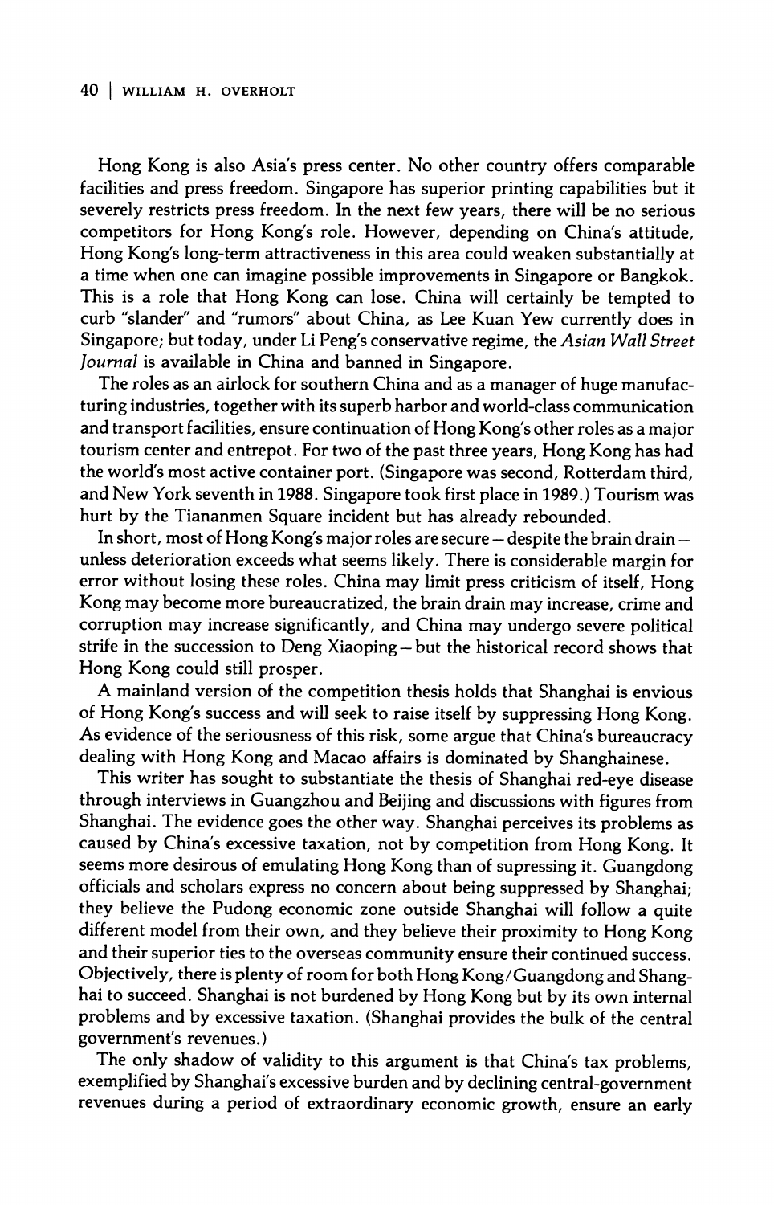Hong Kong is also Asia's press center. No other country offers comparable facilities and press freedom. Singapore has superior printing capabilities but it severely restricts press freedom. In the next few years, there will be no serious competitors for Hong Kong's role. However, depending on China's attitude, Hong Kong's long-term attractiveness in this area could weaken substantially at a time when one can imagine possible improvements in Singapore or Bangkok. This is a role that Hong Kong can lose. China will certainly be tempted to curb "slander" and "rumors" about China, as Lee Kuan Yew currently does in Singapore; but today, under Li Peng's conservative regime, the *Asian Wall Street Journal* is available in China and banned in Singapore.

The roles as an airlock for southern China and as a manager of huge manufacturing industries, together with its superb harbor and world-class communication and transport facilities, ensure continuation of Hong Kong's other roles as a major tourism center and entrepot. For two of the past three years, Hong Kong has had the world's most active container port. (Singapore was second, Rotterdam third, and New York seventh in 1988. Singapore took first place in 1989.) Tourism was hurt by the Tiananmen Square incident but has already rebounded.

In short, most of Hong Kong's major roles are secure — despite the brain drain — unless deterioration exceeds what seems likely. There is considerable margin for error without losing these roles. China may limit press criticism of itself, Hong Kong may become more bureaucratized, the brain drain may increase, crime and corruption may increase significantly, and China may undergo severe political strife in the succession to Deng Xiaoping — but the historical record shows that Hong Kong could still prosper.

A mainland version of the competition thesis holds that Shanghai is envious of Hong Kong's success and will seek to raise itself by suppressing Hong Kong. As evidence of the seriousness of this risk, some argue that China's bureaucracy dealing with Hong Kong and Macao affairs is dominated by Shanghainese.

This writer has sought to substantiate the thesis of Shanghai red-eye disease through interviews in Guangzhou and Beijing and discussions with figures from Shanghai. The evidence goes the other way. Shanghai perceives its problems as caused by China's excessive taxation, not by competition from Hong Kong. It seems more desirous of emulating Hong Kong than of supressing it. Guangdong officials and scholars express no concern about being suppressed by Shanghai; they believe the Pudong economic zone outside Shanghai will follow a quite different model from their own, and they believe their proximity to Hong Kong and their superior ties to the overseas community ensure their continued success. Objectively, there is plenty of room for both Hong Kong/Guangdong and Shanghai to succeed. Shanghai is not burdened by Hong Kong but by its own internal problems and by excessive taxation. (Shanghai provides the bulk of the central government's revenues.)

The only shadow of validity to this argument is that China's tax problems, exemplified by Shanghai's excessive burden and by declining central-government revenues during a period of extraordinary economic growth, ensure an early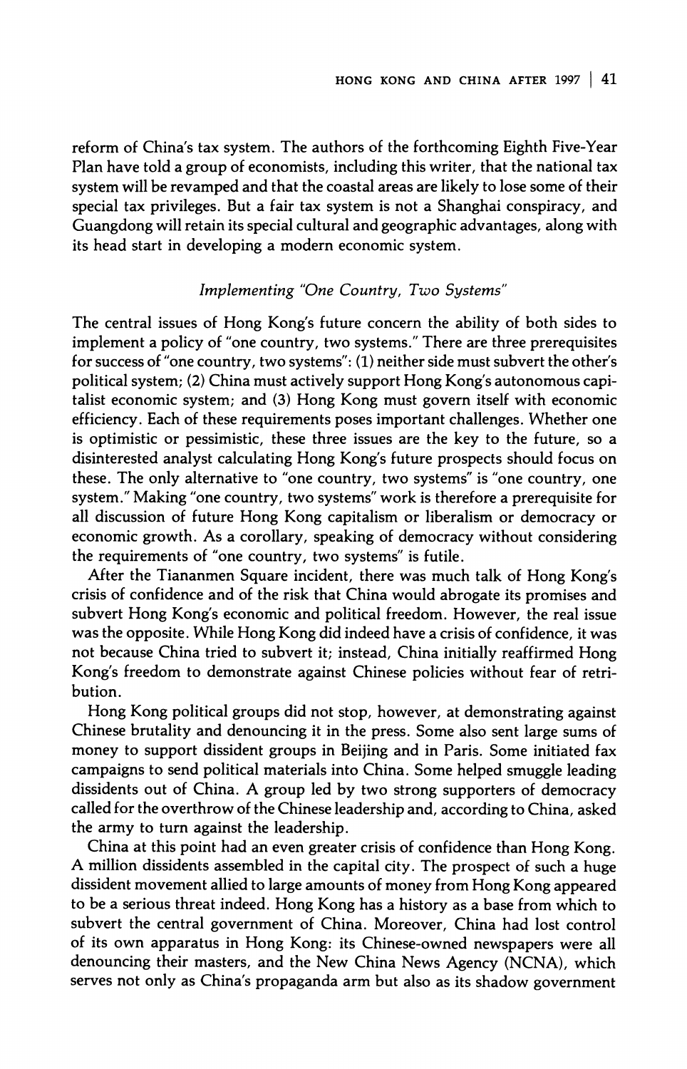reform of China's tax system. The authors of the forthcoming Eighth Five-Year Plan have told a group of economists, including this writer, that the national tax system will be revamped and that the coastal areas are likely to lose some of their special tax privileges. But a fair tax system is not a Shanghai conspiracy, and Guangdong will retain its special cultural and geographic advantages, along with its head start in developing a modern economic system.

### *Implementing "One Country, Two Systems"*

The central issues of Hong Kong's future concern the ability of both sides to implement a policy of "one country, two systems." There are three prerequisites for success of "one country, two systems": (1) neither side must subvert the other's political system; (2) China must actively support Hong Kong's autonomous capitalist economic system; and (3) Hong Kong must govern itself with economic efficiency. Each of these requirements poses important challenges. Whether one is optimistic or pessimistic, these three issues are the key to the future, so a disinterested analyst calculating Hong Kong's future prospects should focus on these. The only alternative to "one country, two systems" is "one country, one system." Making "one country, two systems" work is therefore a prerequisite for all discussion of future Hong Kong capitalism or liberalism or democracy or economic growth. As a corollary, speaking of democracy without considering the requirements of "one country, two systems" is futile.

After the Tiananmen Square incident, there was much talk of Hong Kong's crisis of confidence and of the risk that China would abrogate its promises and subvert Hong Kong's economic and political freedom. However, the real issue was the opposite. While Hong Kong did indeed have a crisis of confidence, it was not because China tried to subvert it; instead, China initially reaffirmed Hong Kong's freedom to demonstrate against Chinese policies without fear of retribution.

Hong Kong political groups did not stop, however, at demonstrating against Chinese brutality and denouncing it in the press. Some also sent large sums of money to support dissident groups in Beijing and in Paris. Some initiated fax campaigns to send political materials into China. Some helped smuggle leading dissidents out of China. A group led by two strong supporters of democracy called for the overthrow of the Chinese leadership and, according to China, asked the army to turn against the leadership.

China at this point had an even greater crisis of confidence than Hong Kong. A million dissidents assembled in the capital city. The prospect of such a huge dissident movement allied to large amounts of money from Hong Kong appeared to be a serious threat indeed. Hong Kong has a history as a base from which to subvert the central government of China. Moreover, China had lost control of its own apparatus in Hong Kong: its Chinese-owned newspapers were all denouncing their masters, and the New China News Agency (NCNA), which serves not only as China's propaganda arm but also as its shadow government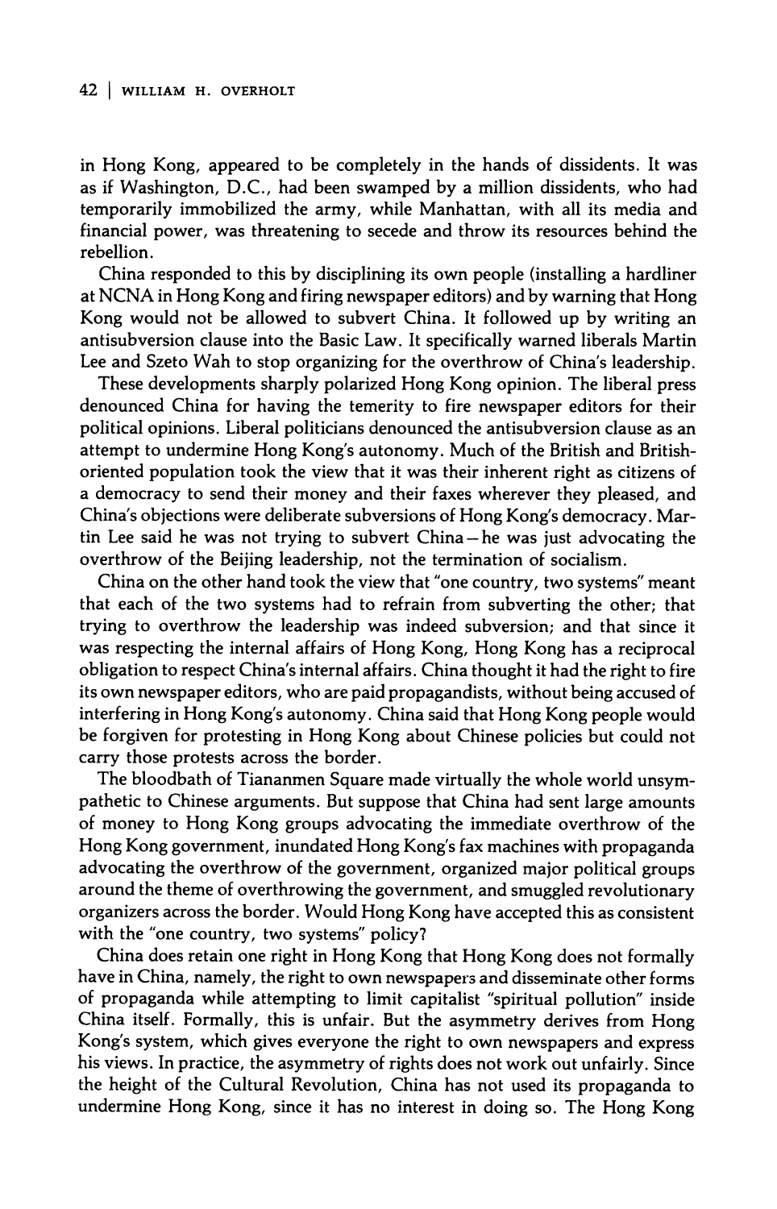in Hong Kong, appeared to be completely in the hands of dissidents. It was as if Washington, D.C., had been swamped by a million dissidents, who had temporarily immobilized the army, while Manhattan, with all its media and financial power, was threatening to secede and throw its resources behind the rebellion.

China responded to this by disciplining its own people (installing a hardliner at NCNA in Hong Kong and firing newspaper editors) and by warning that Hong Kong would not be allowed to subvert China. It followed up by writing an antisubversion clause into the Basic Law. It specifically warned liberals Martin Lee and Szeto Wah to stop organizing for the overthrow of China's leadership.

These developments sharply polarized Hong Kong opinion. The liberal press denounced China for having the temerity to fire newspaper editors for their political opinions. Liberal politicians denounced the antisubversion clause as an attempt to undermine Hong Kong's autonomy. Much of the British and British-oriented population took the view that it was their inherent right as citizens of a democracy to send their money and their faxes wherever they pleased, and China's objections were deliberate subversions of Hong Kong's democracy. Martin Lee said he was not trying to subvert China—he was just advocating the overthrow of the Beijing leadership, not the termination of socialism.

China on the other hand took the view that "one country, two systems" meant that each of the two systems had to refrain from subverting the other; that trying to overthrow the leadership was indeed subversion; and that since it was respecting the internal affairs of Hong Kong, Hong Kong has a reciprocal obligation to respect China's internal affairs. China thought it had the right to fire its own newspaper editors, who are paid propagandists, without being accused of interfering in Hong Kong's autonomy. China said that Hong Kong people would be forgiven for protesting in Hong Kong about Chinese policies but could not carry those protests across the border.

The bloodbath of Tiananmen Square made virtually the whole world unsympathetic to Chinese arguments. But suppose that China had sent large amounts of money to Hong Kong groups advocating the immediate overthrow of the Hong Kong government, inundated Hong Kong's fax machines with propaganda advocating the overthrow of the government, organized major political groups around the theme of overthrowing the government, and smuggled revolutionary organizers across the border. Would Hong Kong have accepted this as consistent with the "one country, two systems" policy?

China does retain one right in Hong Kong that Hong Kong does not formally have in China, namely, the right to own newspapers and disseminate other forms of propaganda while attempting to limit capitalist "spiritual pollution" inside China itself. Formally, this is unfair. But the asymmetry derives from Hong Kong's system, which gives everyone the right to own newspapers and express his views. In practice, the asymmetry of rights does not work out unfairly. Since the height of the Cultural Revolution, China has not used its propaganda to undermine Hong Kong, since it has no interest in doing so. The Hong Kong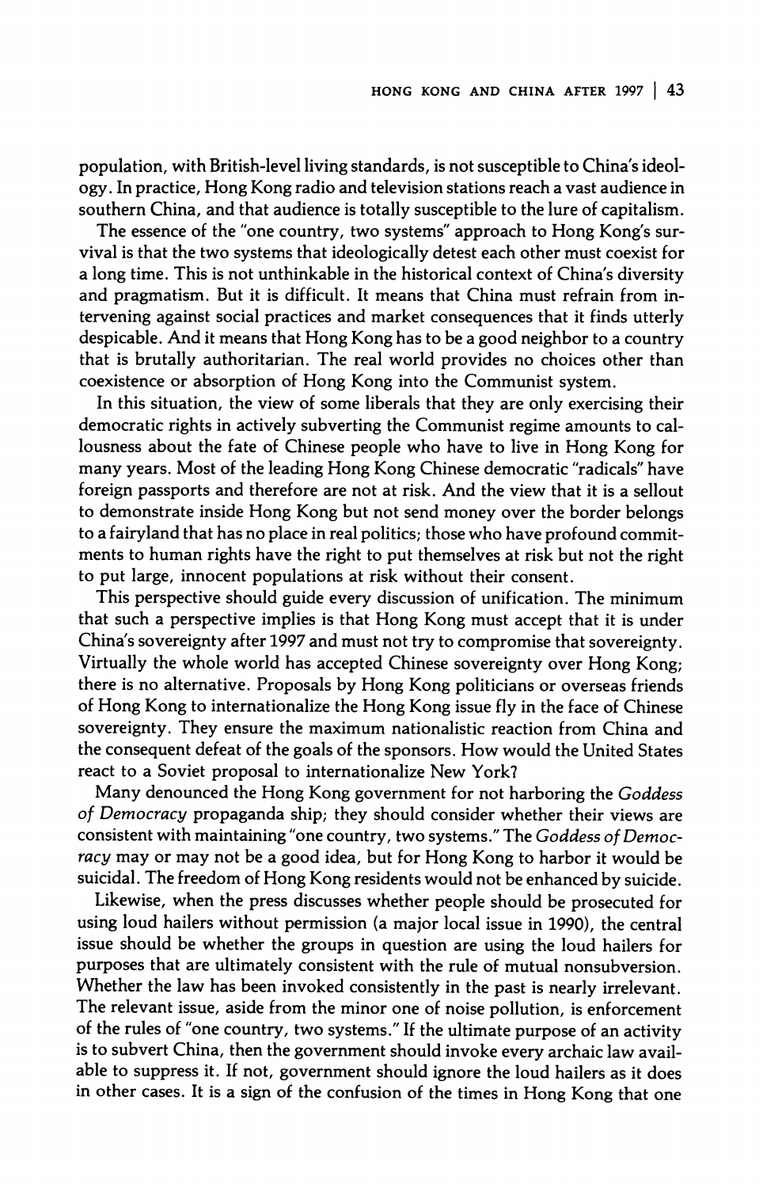population, with British-level living standards, is not susceptible to China's ideology. In practice, Hong Kong radio and television stations reach a vast audience in southern China, and that audience is totally susceptible to the lure of capitalism.

The essence of the "one country, two systems" approach to Hong Kong's survival is that the two systems that ideologically detest each other must coexist for a long time. This is not unthinkable in the historical context of China's diversity and pragmatism. But it is difficult. It means that China must refrain from intervening against social practices and market consequences that it finds utterly despicable. And it means that Hong Kong has to be a good neighbor to a country that is brutally authoritarian. The real world provides no choices other than coexistence or absorption of Hong Kong into the Communist system.

In this situation, the view of some liberals that they are only exercising their democratic rights in actively subverting the Communist regime amounts to callousness about the fate of Chinese people who have to live in Hong Kong for many years. Most of the leading Hong Kong Chinese democratic "radicals" have foreign passports and therefore are not at risk. And the view that it is a sellout to demonstrate inside Hong Kong but not send money over the border belongs to a fairyland that has no place in real politics; those who have profound commitments to human rights have the right to put themselves at risk but not the right to put large, innocent populations at risk without their consent.

This perspective should guide every discussion of unification. The minimum that such a perspective implies is that Hong Kong must accept that it is under China's sovereignty after 1997 and must not try to compromise that sovereignty. Virtually the whole world has accepted Chinese sovereignty over Hong Kong; there is no alternative. Proposals by Hong Kong politicians or overseas friends of Hong Kong to internationalize the Hong Kong issue fly in the face of Chinese sovereignty. They ensure the maximum nationalistic reaction from China and the consequent defeat of the goals of the sponsors. How would the United States react to a Soviet proposal to internationalize New York?

Many denounced the Hong Kong government for not harboring the *Goddess of Democracy* propaganda ship; they should consider whether their views are consistent with maintaining "one country, two systems." The *Goddess of Democracy* may or may not be a good idea, but for Hong Kong to harbor it would be suicidal. The freedom of Hong Kong residents would not be enhanced by suicide.

Likewise, when the press discusses whether people should be prosecuted for using loud hailers without permission (a major local issue in 1990), the central issue should be whether the groups in question are using the loud hailers for purposes that are ultimately consistent with the rule of mutual nonsubversion. Whether the law has been invoked consistently in the past is nearly irrelevant. The relevant issue, aside from the minor one of noise pollution, is enforcement of the rules of "one country, two systems." If the ultimate purpose of an activity is to subvert China, then the government should invoke every archaic law available to suppress it. If not, government should ignore the loud hailers as it does in other cases. It is a sign of the confusion of the times in Hong Kong that one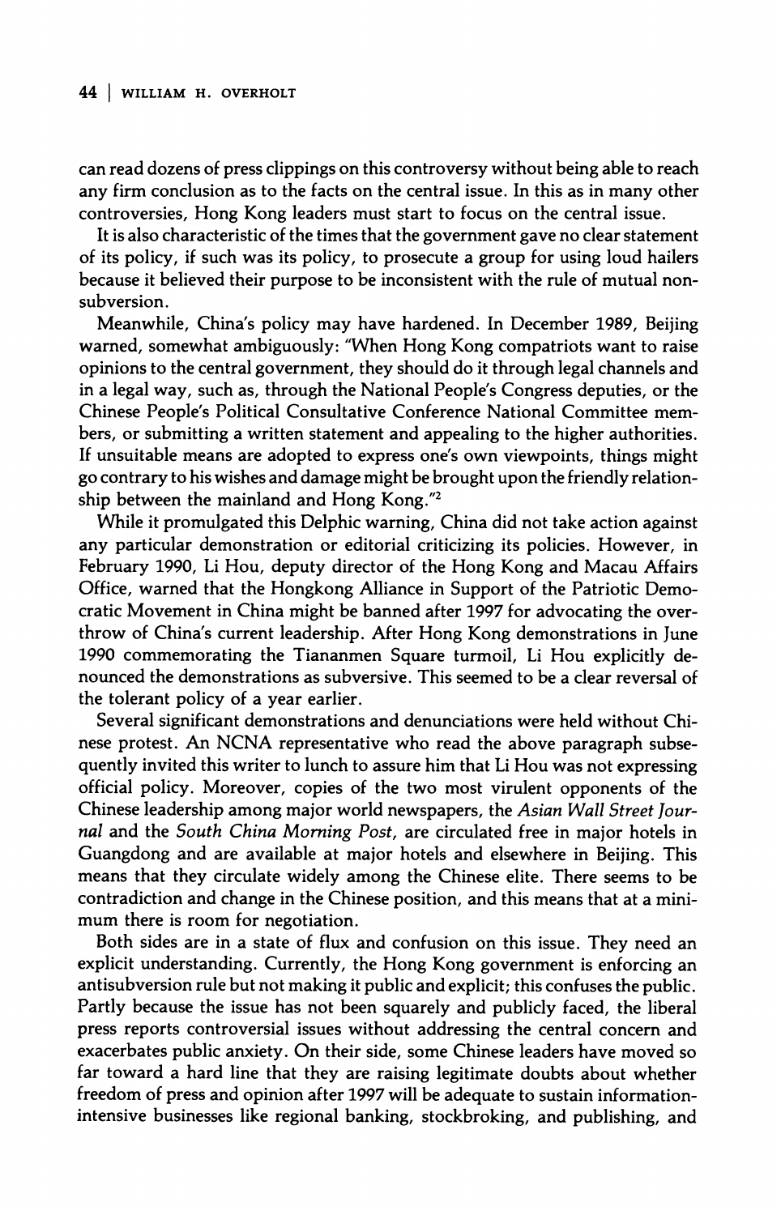can read dozens of press clippings on this controversy without being able to reach any firm conclusion as to the facts on the central issue. In this as in many other controversies, Hong Kong leaders must start to focus on the central issue.

It is also characteristic of the times that the government gave no clear statement of its policy, if such was its policy, to prosecute a group for using loud hailers because it believed their purpose to be inconsistent with the rule of mutual non-subversion.

Meanwhile, China's policy may have hardened. In December 1989, Beijing warned, somewhat ambiguously: "When Hong Kong compatriots want to raise opinions to the central government, they should do it through legal channels and in a legal way, such as, through the National People's Congress deputies, or the Chinese People's Political Consultative Conference National Committee members, or submitting a written statement and appealing to the higher authorities. If unsuitable means are adopted to express one's own viewpoints, things might go contrary to his wishes and damage might be brought upon the friendly relationship between the mainland and Hong Kong."[2]

While it promulgated this Delphic warning, China did not take action against any particular demonstration or editorial criticizing its policies. However, in February 1990, Li Hou, deputy director of the Hong Kong and Macau Affairs Office, warned that the Hongkong Alliance in Support of the Patriotic Democratic Movement in China might be banned after 1997 for advocating the overthrow of China's current leadership. After Hong Kong demonstrations in June 1990 commemorating the Tiananmen Square turmoil, Li Hou explicitly denounced the demonstrations as subversive. This seemed to be a clear reversal of the tolerant policy of a year earlier.

Several significant demonstrations and denunciations were held without Chinese protest. An NCNA representative who read the above paragraph subsequently invited this writer to lunch to assure him that Li Hou was not expressing official policy. Moreover, copies of the two most virulent opponents of the Chinese leadership among major world newspapers, the *Asian Wall Street Journal* and the *South China Morning Post*, are circulated free in major hotels in Guangdong and are available at major hotels and elsewhere in Beijing. This means that they circulate widely among the Chinese elite. There seems to be contradiction and change in the Chinese position, and this means that at a minimum there is room for negotiation.

Both sides are in a state of flux and confusion on this issue. They need an explicit understanding. Currently, the Hong Kong government is enforcing an antisubversion rule but not making it public and explicit; this confuses the public. Partly because the issue has not been squarely and publicly faced, the liberal press reports controversial issues without addressing the central concern and exacerbates public anxiety. On their side, some Chinese leaders have moved so far toward a hard line that they are raising legitimate doubts about whether freedom of press and opinion after 1997 will be adequate to sustain information-intensive businesses like regional banking, stockbroking, and publishing, and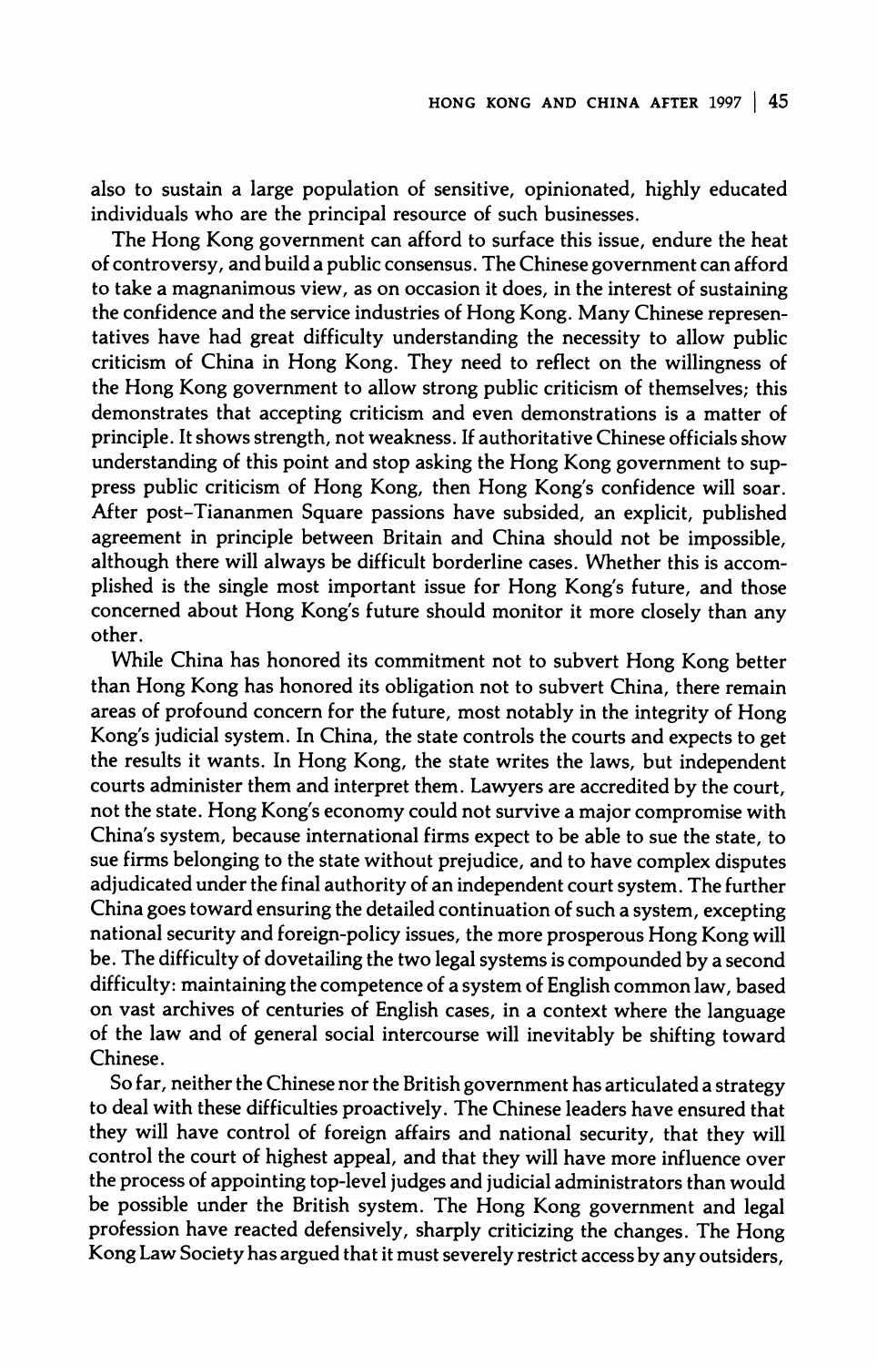also to sustain a large population of sensitive, opinionated, highly educated individuals who are the principal resource of such businesses.

The Hong Kong government can afford to surface this issue, endure the heat of controversy, and build a public consensus. The Chinese government can afford to take a magnanimous view, as on occasion it does, in the interest of sustaining the confidence and the service industries of Hong Kong. Many Chinese representatives have had great difficulty understanding the necessity to allow public criticism of China in Hong Kong. They need to reflect on the willingness of the Hong Kong government to allow strong public criticism of themselves; this demonstrates that accepting criticism and even demonstrations is a matter of principle. It shows strength, not weakness. If authoritative Chinese officials show understanding of this point and stop asking the Hong Kong government to suppress public criticism of Hong Kong, then Hong Kong's confidence will soar. After post–Tiananmen Square passions have subsided, an explicit, published agreement in principle between Britain and China should not be impossible, although there will always be difficult borderline cases. Whether this is accomplished is the single most important issue for Hong Kong's future, and those concerned about Hong Kong's future should monitor it more closely than any other.

While China has honored its commitment not to subvert Hong Kong better than Hong Kong has honored its obligation not to subvert China, there remain areas of profound concern for the future, most notably in the integrity of Hong Kong's judicial system. In China, the state controls the courts and expects to get the results it wants. In Hong Kong, the state writes the laws, but independent courts administer them and interpret them. Lawyers are accredited by the court, not the state. Hong Kong's economy could not survive a major compromise with China's system, because international firms expect to be able to sue the state, to sue firms belonging to the state without prejudice, and to have complex disputes adjudicated under the final authority of an independent court system. The further China goes toward ensuring the detailed continuation of such a system, excepting national security and foreign-policy issues, the more prosperous Hong Kong will be. The difficulty of dovetailing the two legal systems is compounded by a second difficulty: maintaining the competence of a system of English common law, based on vast archives of centuries of English cases, in a context where the language of the law and of general social intercourse will inevitably be shifting toward Chinese.

So far, neither the Chinese nor the British government has articulated a strategy to deal with these difficulties proactively. The Chinese leaders have ensured that they will have control of foreign affairs and national security, that they will control the court of highest appeal, and that they will have more influence over the process of appointing top-level judges and judicial administrators than would be possible under the British system. The Hong Kong government and legal profession have reacted defensively, sharply criticizing the changes. The Hong Kong Law Society has argued that it must severely restrict access by any outsiders,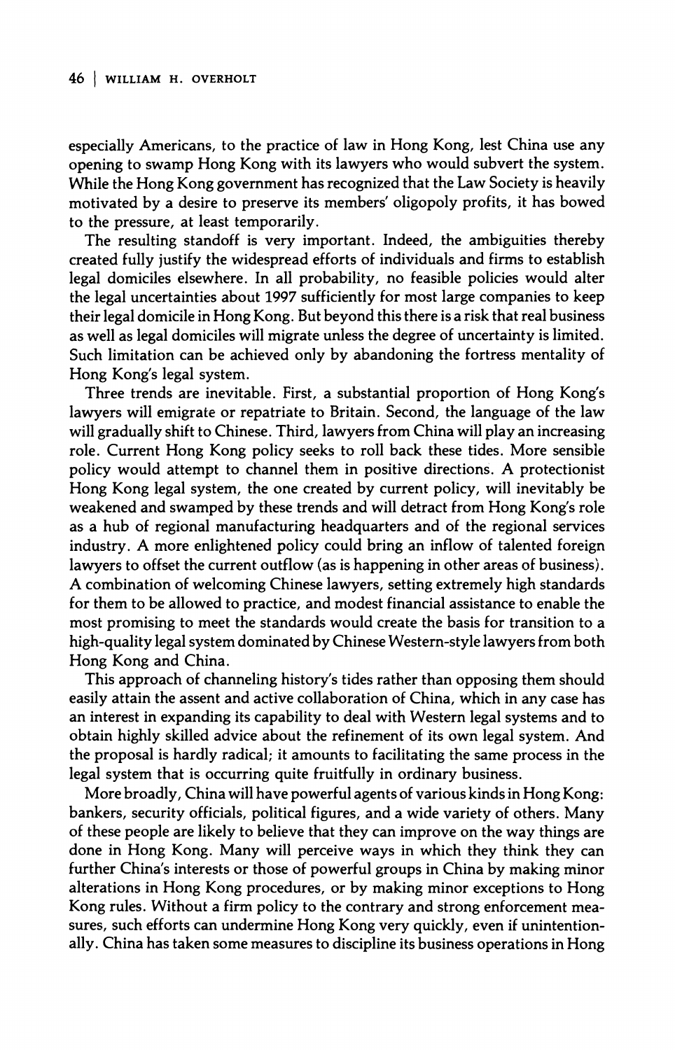especially Americans, to the practice of law in Hong Kong, lest China use any opening to swamp Hong Kong with its lawyers who would subvert the system. While the Hong Kong government has recognized that the Law Society is heavily motivated by a desire to preserve its members' oligopoly profits, it has bowed to the pressure, at least temporarily.

The resulting standoff is very important. Indeed, the ambiguities thereby created fully justify the widespread efforts of individuals and firms to establish legal domiciles elsewhere. In all probability, no feasible policies would alter the legal uncertainties about 1997 sufficiently for most large companies to keep their legal domicile in Hong Kong. But beyond this there is a risk that real business as well as legal domiciles will migrate unless the degree of uncertainty is limited. Such limitation can be achieved only by abandoning the fortress mentality of Hong Kong's legal system.

Three trends are inevitable. First, a substantial proportion of Hong Kong's lawyers will emigrate or repatriate to Britain. Second, the language of the law will gradually shift to Chinese. Third, lawyers from China will play an increasing role. Current Hong Kong policy seeks to roll back these tides. More sensible policy would attempt to channel them in positive directions. A protectionist Hong Kong legal system, the one created by current policy, will inevitably be weakened and swamped by these trends and will detract from Hong Kong's role as a hub of regional manufacturing headquarters and of the regional services industry. A more enlightened policy could bring an inflow of talented foreign lawyers to offset the current outflow (as is happening in other areas of business). A combination of welcoming Chinese lawyers, setting extremely high standards for them to be allowed to practice, and modest financial assistance to enable the most promising to meet the standards would create the basis for transition to a high-quality legal system dominated by Chinese Western-style lawyers from both Hong Kong and China.

This approach of channeling history's tides rather than opposing them should easily attain the assent and active collaboration of China, which in any case has an interest in expanding its capability to deal with Western legal systems and to obtain highly skilled advice about the refinement of its own legal system. And the proposal is hardly radical; it amounts to facilitating the same process in the legal system that is occurring quite fruitfully in ordinary business.

More broadly, China will have powerful agents of various kinds in Hong Kong: bankers, security officials, political figures, and a wide variety of others. Many of these people are likely to believe that they can improve on the way things are done in Hong Kong. Many will perceive ways in which they think they can further China's interests or those of powerful groups in China by making minor alterations in Hong Kong procedures, or by making minor exceptions to Hong Kong rules. Without a firm policy to the contrary and strong enforcement measures, such efforts can undermine Hong Kong very quickly, even if unintentionally. China has taken some measures to discipline its business operations in Hong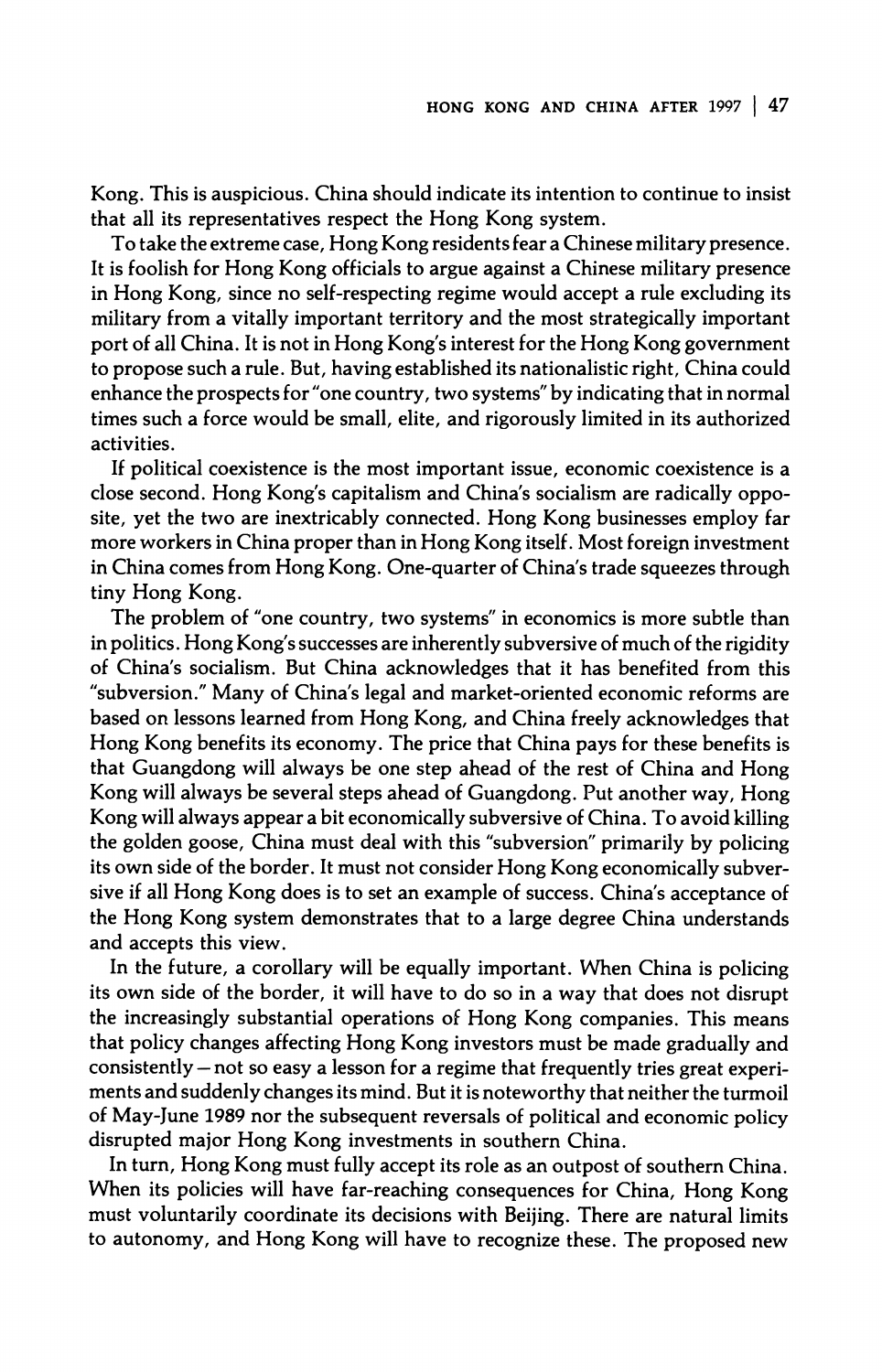Kong. This is auspicious. China should indicate its intention to continue to insist that all its representatives respect the Hong Kong system.

To take the extreme case, Hong Kong residents fear a Chinese military presence. It is foolish for Hong Kong officials to argue against a Chinese military presence in Hong Kong, since no self-respecting regime would accept a rule excluding its military from a vitally important territory and the most strategically important port of all China. It is not in Hong Kong's interest for the Hong Kong government to propose such a rule. But, having established its nationalistic right, China could enhance the prospects for "one country, two systems" by indicating that in normal times such a force would be small, elite, and rigorously limited in its authorized activities.

If political coexistence is the most important issue, economic coexistence is a close second. Hong Kong's capitalism and China's socialism are radically opposite, yet the two are inextricably connected. Hong Kong businesses employ far more workers in China proper than in Hong Kong itself. Most foreign investment in China comes from Hong Kong. One-quarter of China's trade squeezes through tiny Hong Kong.

The problem of "one country, two systems" in economics is more subtle than in politics. Hong Kong's successes are inherently subversive of much of the rigidity of China's socialism. But China acknowledges that it has benefited from this "subversion." Many of China's legal and market-oriented economic reforms are based on lessons learned from Hong Kong, and China freely acknowledges that Hong Kong benefits its economy. The price that China pays for these benefits is that Guangdong will always be one step ahead of the rest of China and Hong Kong will always be several steps ahead of Guangdong. Put another way, Hong Kong will always appear a bit economically subversive of China. To avoid killing the golden goose, China must deal with this "subversion" primarily by policing its own side of the border. It must not consider Hong Kong economically subversive if all Hong Kong does is to set an example of success. China's acceptance of the Hong Kong system demonstrates that to a large degree China understands and accepts this view.

In the future, a corollary will be equally important. When China is policing its own side of the border, it will have to do so in a way that does not disrupt the increasingly substantial operations of Hong Kong companies. This means that policy changes affecting Hong Kong investors must be made gradually and consistently – not so easy a lesson for a regime that frequently tries great experiments and suddenly changes its mind. But it is noteworthy that neither the turmoil of May-June 1989 nor the subsequent reversals of political and economic policy disrupted major Hong Kong investments in southern China.

In turn, Hong Kong must fully accept its role as an outpost of southern China. When its policies will have far-reaching consequences for China, Hong Kong must voluntarily coordinate its decisions with Beijing. There are natural limits to autonomy, and Hong Kong will have to recognize these. The proposed new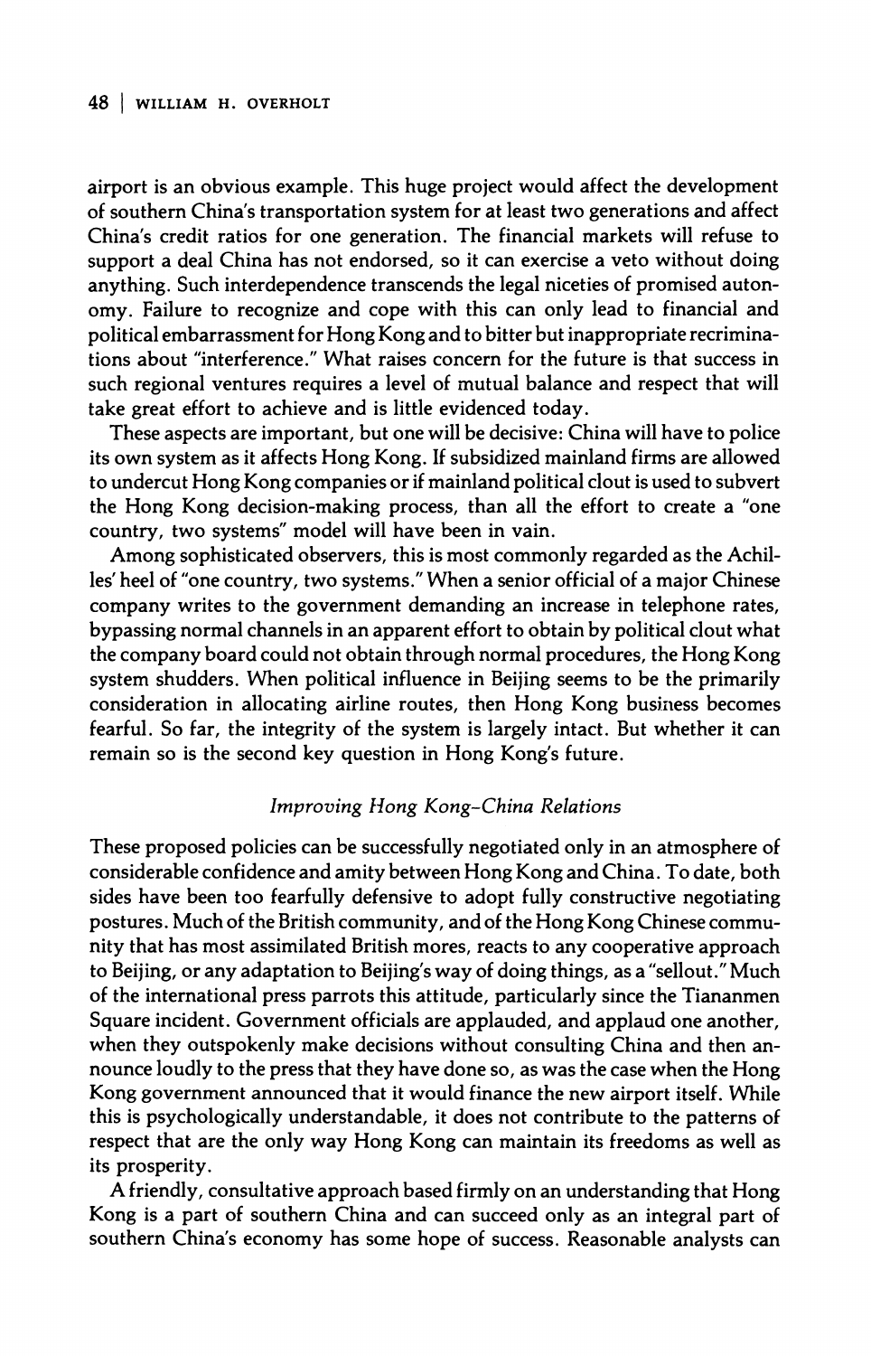airport is an obvious example. This huge project would affect the development of southern China's transportation system for at least two generations and affect China's credit ratios for one generation. The financial markets will refuse to support a deal China has not endorsed, so it can exercise a veto without doing anything. Such interdependence transcends the legal niceties of promised autonomy. Failure to recognize and cope with this can only lead to financial and political embarrassment for Hong Kong and to bitter but inappropriate recriminations about "interference." What raises concern for the future is that success in such regional ventures requires a level of mutual balance and respect that will take great effort to achieve and is little evidenced today.

These aspects are important, but one will be decisive: China will have to police its own system as it affects Hong Kong. If subsidized mainland firms are allowed to undercut Hong Kong companies or if mainland political clout is used to subvert the Hong Kong decision-making process, than all the effort to create a "one country, two systems" model will have been in vain.

Among sophisticated observers, this is most commonly regarded as the Achilles' heel of "one country, two systems." When a senior official of a major Chinese company writes to the government demanding an increase in telephone rates, bypassing normal channels in an apparent effort to obtain by political clout what the company board could not obtain through normal procedures, the Hong Kong system shudders. When political influence in Beijing seems to be the primarily consideration in allocating airline routes, then Hong Kong business becomes fearful. So far, the integrity of the system is largely intact. But whether it can remain so is the second key question in Hong Kong's future.

### *Improving Hong Kong–China Relations*

These proposed policies can be successfully negotiated only in an atmosphere of considerable confidence and amity between Hong Kong and China. To date, both sides have been too fearfully defensive to adopt fully constructive negotiating postures. Much of the British community, and of the Hong Kong Chinese community that has most assimilated British mores, reacts to any cooperative approach to Beijing, or any adaptation to Beijing's way of doing things, as a "sellout." Much of the international press parrots this attitude, particularly since the Tiananmen Square incident. Government officials are applauded, and applaud one another, when they outspokenly make decisions without consulting China and then announce loudly to the press that they have done so, as was the case when the Hong Kong government announced that it would finance the new airport itself. While this is psychologically understandable, it does not contribute to the patterns of respect that are the only way Hong Kong can maintain its freedoms as well as its prosperity.

A friendly, consultative approach based firmly on an understanding that Hong Kong is a part of southern China and can succeed only as an integral part of southern China's economy has some hope of success. Reasonable analysts can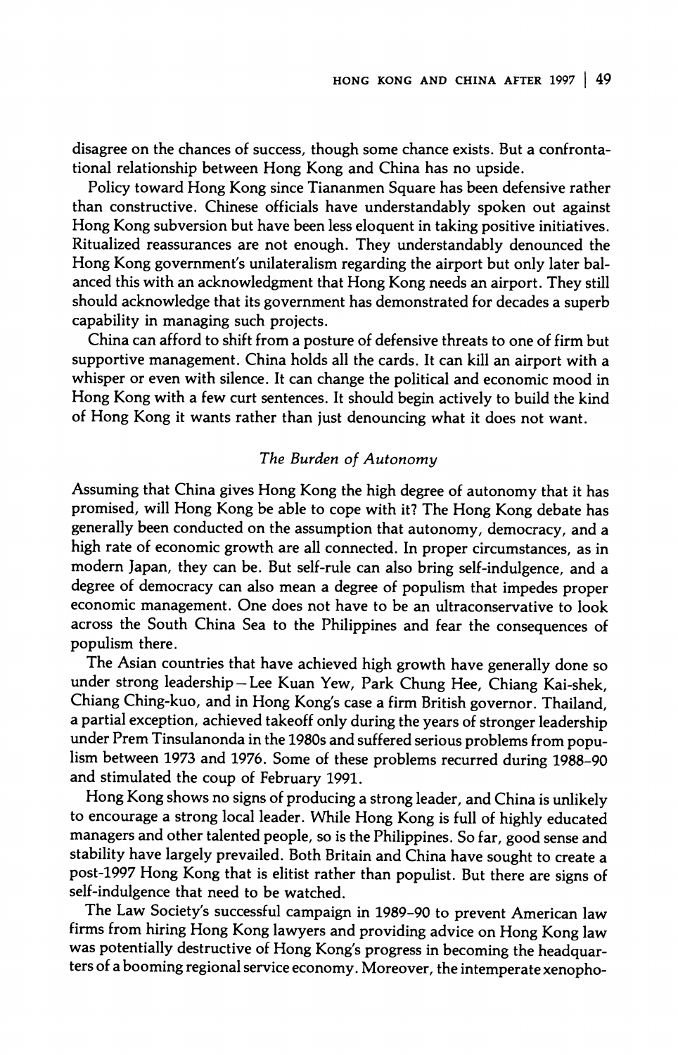disagree on the chances of success, though some chance exists. But a confrontational relationship between Hong Kong and China has no upside.

Policy toward Hong Kong since Tiananmen Square has been defensive rather than constructive. Chinese officials have understandably spoken out against Hong Kong subversion but have been less eloquent in taking positive initiatives. Ritualized reassurances are not enough. They understandably denounced the Hong Kong government's unilateralism regarding the airport but only later balanced this with an acknowledgment that Hong Kong needs an airport. They still should acknowledge that its government has demonstrated for decades a superb capability in managing such projects.

China can afford to shift from a posture of defensive threats to one of firm but supportive management. China holds all the cards. It can kill an airport with a whisper or even with silence. It can change the political and economic mood in Hong Kong with a few curt sentences. It should begin actively to build the kind of Hong Kong it wants rather than just denouncing what it does not want.

### *The Burden of Autonomy*

Assuming that China gives Hong Kong the high degree of autonomy that it has promised, will Hong Kong be able to cope with it? The Hong Kong debate has generally been conducted on the assumption that autonomy, democracy, and a high rate of economic growth are all connected. In proper circumstances, as in modern Japan, they can be. But self-rule can also bring self-indulgence, and a degree of democracy can also mean a degree of populism that impedes proper economic management. One does not have to be an ultraconservative to look across the South China Sea to the Philippines and fear the consequences of populism there.

The Asian countries that have achieved high growth have generally done so under strong leadership—Lee Kuan Yew, Park Chung Hee, Chiang Kai-shek, Chiang Ching-kuo, and in Hong Kong's case a firm British governor. Thailand, a partial exception, achieved takeoff only during the years of stronger leadership under Prem Tinsulanonda in the 1980s and suffered serious problems from populism between 1973 and 1976. Some of these problems recurred during 1988–90 and stimulated the coup of February 1991.

Hong Kong shows no signs of producing a strong leader, and China is unlikely to encourage a strong local leader. While Hong Kong is full of highly educated managers and other talented people, so is the Philippines. So far, good sense and stability have largely prevailed. Both Britain and China have sought to create a post-1997 Hong Kong that is elitist rather than populist. But there are signs of self-indulgence that need to be watched.

The Law Society's successful campaign in 1989–90 to prevent American law firms from hiring Hong Kong lawyers and providing advice on Hong Kong law was potentially destructive of Hong Kong's progress in becoming the headquarters of a booming regional service economy. Moreover, the intemperate xenopho-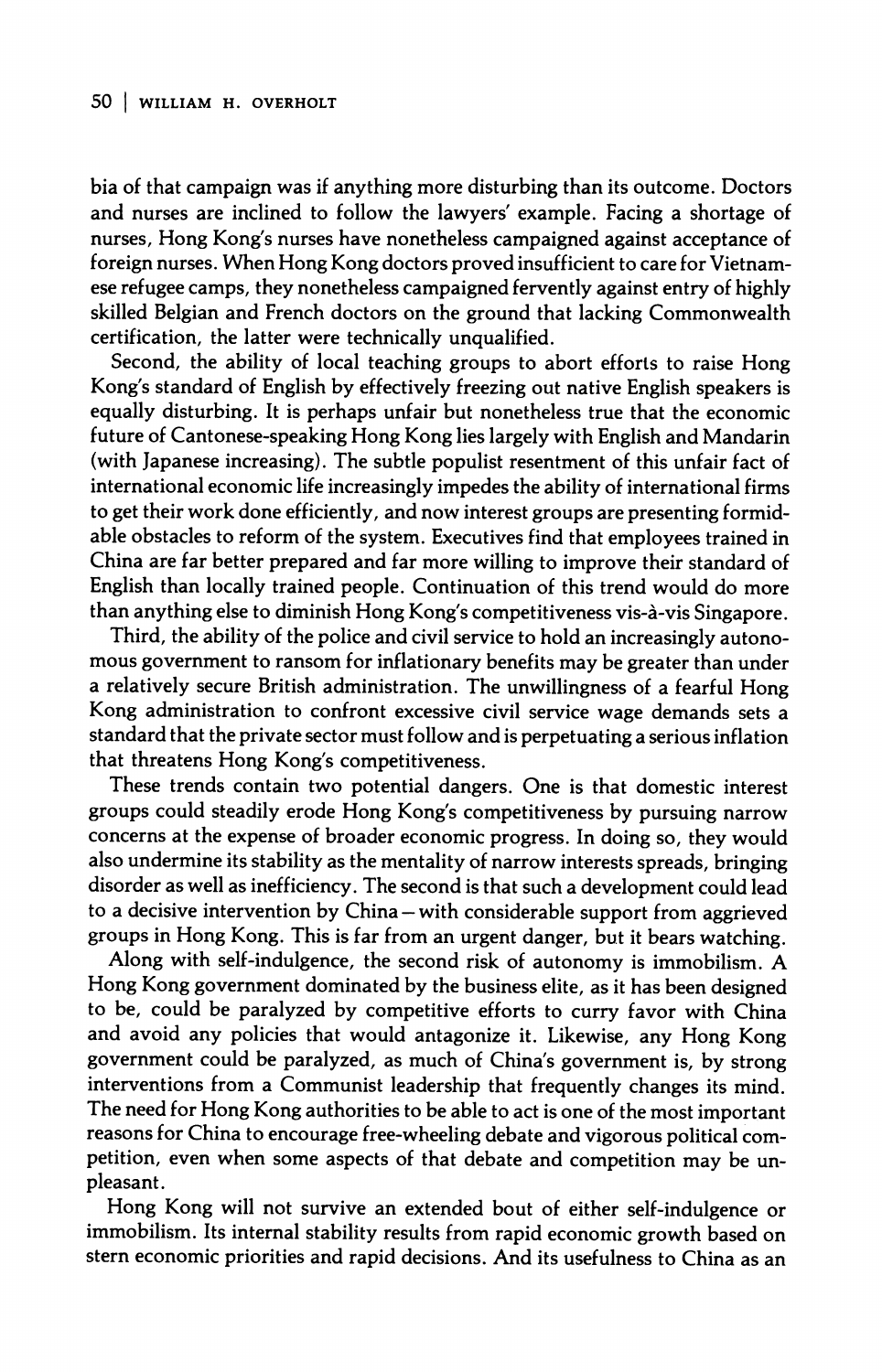bia of that campaign was if anything more disturbing than its outcome. Doctors and nurses are inclined to follow the lawyers' example. Facing a shortage of nurses, Hong Kong's nurses have nonetheless campaigned against acceptance of foreign nurses. When Hong Kong doctors proved insufficient to care for Vietnamese refugee camps, they nonetheless campaigned fervently against entry of highly skilled Belgian and French doctors on the ground that lacking Commonwealth certification, the latter were technically unqualified.

Second, the ability of local teaching groups to abort efforts to raise Hong Kong's standard of English by effectively freezing out native English speakers is equally disturbing. It is perhaps unfair but nonetheless true that the economic future of Cantonese-speaking Hong Kong lies largely with English and Mandarin (with Japanese increasing). The subtle populist resentment of this unfair fact of international economic life increasingly impedes the ability of international firms to get their work done efficiently, and now interest groups are presenting formidable obstacles to reform of the system. Executives find that employees trained in China are far better prepared and far more willing to improve their standard of English than locally trained people. Continuation of this trend would do more than anything else to diminish Hong Kong's competitiveness vis-à-vis Singapore.

Third, the ability of the police and civil service to hold an increasingly autonomous government to ransom for inflationary benefits may be greater than under a relatively secure British administration. The unwillingness of a fearful Hong Kong administration to confront excessive civil service wage demands sets a standard that the private sector must follow and is perpetuating a serious inflation that threatens Hong Kong's competitiveness.

These trends contain two potential dangers. One is that domestic interest groups could steadily erode Hong Kong's competitiveness by pursuing narrow concerns at the expense of broader economic progress. In doing so, they would also undermine its stability as the mentality of narrow interests spreads, bringing disorder as well as inefficiency. The second is that such a development could lead to a decisive intervention by China – with considerable support from aggrieved groups in Hong Kong. This is far from an urgent danger, but it bears watching.

Along with self-indulgence, the second risk of autonomy is immobilism. A Hong Kong government dominated by the business elite, as it has been designed to be, could be paralyzed by competitive efforts to curry favor with China and avoid any policies that would antagonize it. Likewise, any Hong Kong government could be paralyzed, as much of China's government is, by strong interventions from a Communist leadership that frequently changes its mind. The need for Hong Kong authorities to be able to act is one of the most important reasons for China to encourage free-wheeling debate and vigorous political competition, even when some aspects of that debate and competition may be unpleasant.

Hong Kong will not survive an extended bout of either self-indulgence or immobilism. Its internal stability results from rapid economic growth based on stern economic priorities and rapid decisions. And its usefulness to China as an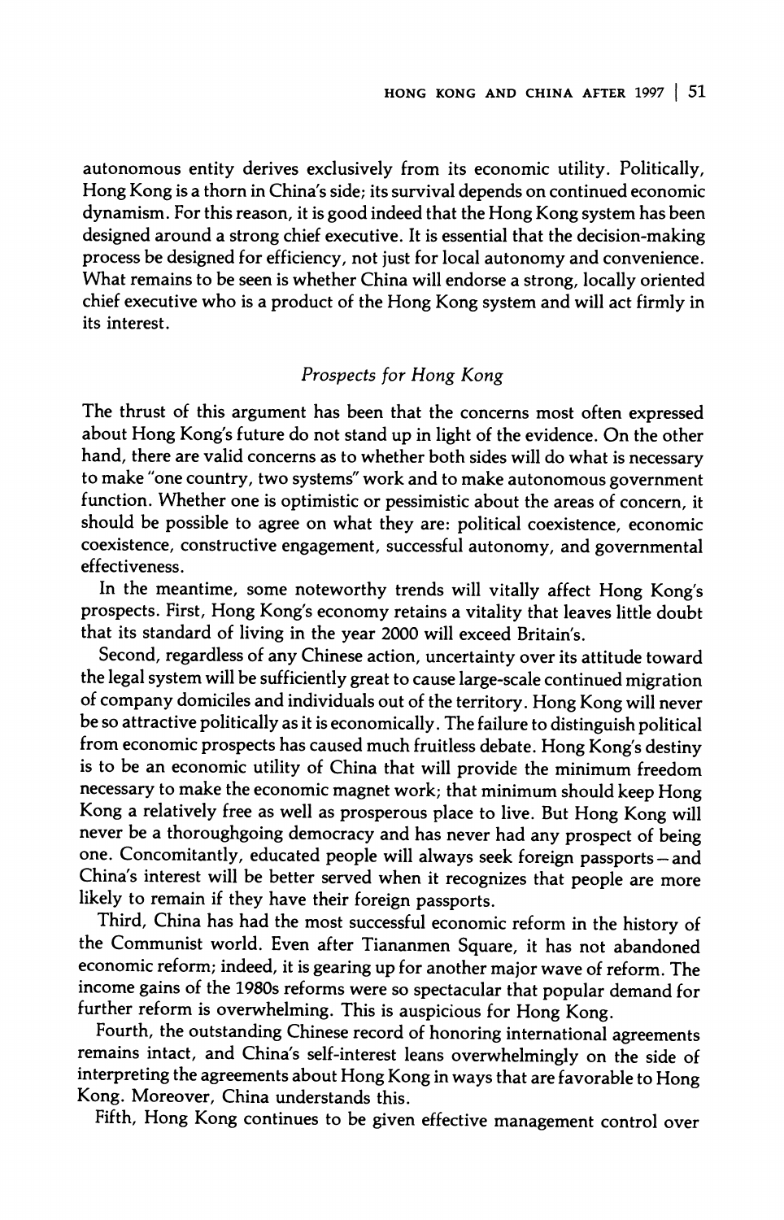autonomous entity derives exclusively from its economic utility. Politically, Hong Kong is a thorn in China's side; its survival depends on continued economic dynamism. For this reason, it is good indeed that the Hong Kong system has been designed around a strong chief executive. It is essential that the decision-making process be designed for efficiency, not just for local autonomy and convenience. What remains to be seen is whether China will endorse a strong, locally oriented chief executive who is a product of the Hong Kong system and will act firmly in its interest.

### *Prospects for Hong Kong*

The thrust of this argument has been that the concerns most often expressed about Hong Kong's future do not stand up in light of the evidence. On the other hand, there are valid concerns as to whether both sides will do what is necessary to make "one country, two systems" work and to make autonomous government function. Whether one is optimistic or pessimistic about the areas of concern, it should be possible to agree on what they are: political coexistence, economic coexistence, constructive engagement, successful autonomy, and governmental effectiveness.

In the meantime, some noteworthy trends will vitally affect Hong Kong's prospects. First, Hong Kong's economy retains a vitality that leaves little doubt that its standard of living in the year 2000 will exceed Britain's.

Second, regardless of any Chinese action, uncertainty over its attitude toward the legal system will be sufficiently great to cause large-scale continued migration of company domiciles and individuals out of the territory. Hong Kong will never be so attractive politically as it is economically. The failure to distinguish political from economic prospects has caused much fruitless debate. Hong Kong's destiny is to be an economic utility of China that will provide the minimum freedom necessary to make the economic magnet work; that minimum should keep Hong Kong a relatively free as well as prosperous place to live. But Hong Kong will never be a thoroughgoing democracy and has never had any prospect of being one. Concomitantly, educated people will always seek foreign passports—and China's interest will be better served when it recognizes that people are more likely to remain if they have their foreign passports.

Third, China has had the most successful economic reform in the history of the Communist world. Even after Tiananmen Square, it has not abandoned economic reform; indeed, it is gearing up for another major wave of reform. The income gains of the 1980s reforms were so spectacular that popular demand for further reform is overwhelming. This is auspicious for Hong Kong.

Fourth, the outstanding Chinese record of honoring international agreements remains intact, and China's self-interest leans overwhelmingly on the side of interpreting the agreements about Hong Kong in ways that are favorable to Hong Kong. Moreover, China understands this.

Fifth, Hong Kong continues to be given effective management control over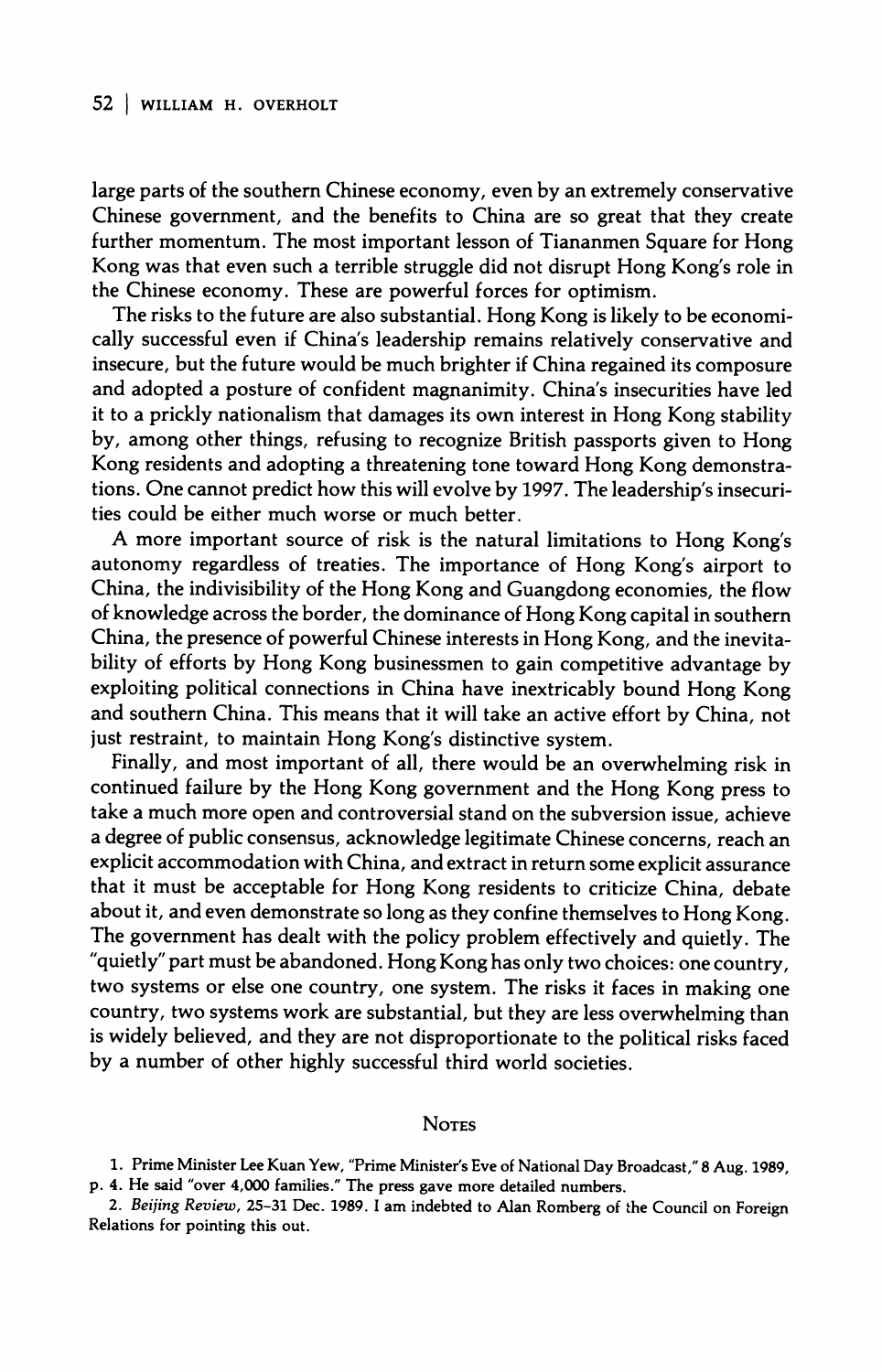large parts of the southern Chinese economy, even by an extremely conservative Chinese government, and the benefits to China are so great that they create further momentum. The most important lesson of Tiananmen Square for Hong Kong was that even such a terrible struggle did not disrupt Hong Kong's role in the Chinese economy. These are powerful forces for optimism.

The risks to the future are also substantial. Hong Kong is likely to be economically successful even if China's leadership remains relatively conservative and insecure, but the future would be much brighter if China regained its composure and adopted a posture of confident magnanimity. China's insecurities have led it to a prickly nationalism that damages its own interest in Hong Kong stability by, among other things, refusing to recognize British passports given to Hong Kong residents and adopting a threatening tone toward Hong Kong demonstrations. One cannot predict how this will evolve by 1997. The leadership's insecurities could be either much worse or much better.

A more important source of risk is the natural limitations to Hong Kong's autonomy regardless of treaties. The importance of Hong Kong's airport to China, the indivisibility of the Hong Kong and Guangdong economies, the flow of knowledge across the border, the dominance of Hong Kong capital in southern China, the presence of powerful Chinese interests in Hong Kong, and the inevitability of efforts by Hong Kong businessmen to gain competitive advantage by exploiting political connections in China have inextricably bound Hong Kong and southern China. This means that it will take an active effort by China, not just restraint, to maintain Hong Kong's distinctive system.

Finally, and most important of all, there would be an overwhelming risk in continued failure by the Hong Kong government and the Hong Kong press to take a much more open and controversial stand on the subversion issue, achieve a degree of public consensus, acknowledge legitimate Chinese concerns, reach an explicit accommodation with China, and extract in return some explicit assurance that it must be acceptable for Hong Kong residents to criticize China, debate about it, and even demonstrate so long as they confine themselves to Hong Kong. The government has dealt with the policy problem effectively and quietly. The "quietly" part must be abandoned. Hong Kong has only two choices: one country, two systems or else one country, one system. The risks it faces in making one country, two systems work are substantial, but they are less overwhelming than is widely believed, and they are not disproportionate to the political risks faced by a number of other highly successful third world societies.

## Notes

1. Prime Minister Lee Kuan Yew, "Prime Minister's Eve of National Day Broadcast," 8 Aug. 1989, p. 4. He said "over 4,000 families." The press gave more detailed numbers.

2. *Beijing Review*, 25–31 Dec. 1989. I am indebted to Alan Romberg of the Council on Foreign Relations for pointing this out.